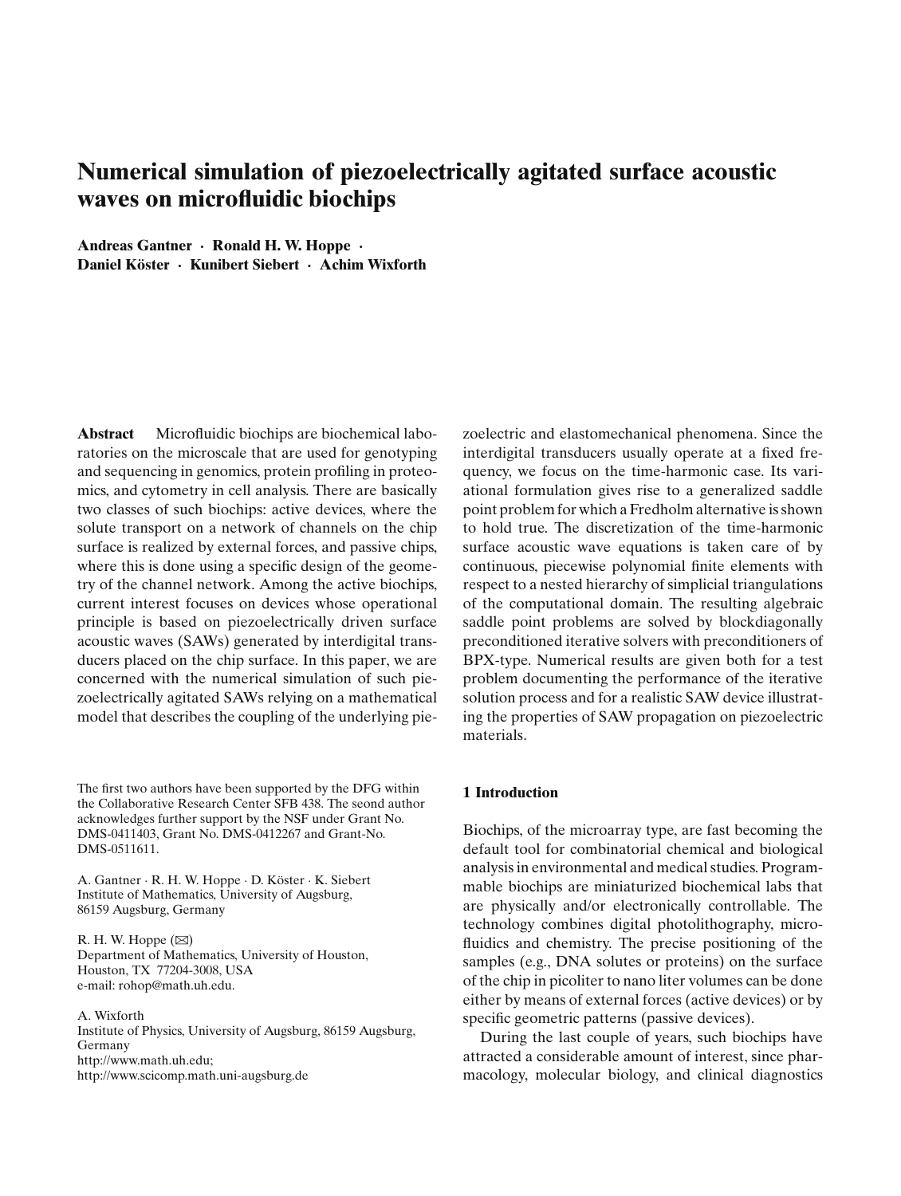# Numerical simulation of piezoelectrically agitated surface acoustic waves on microfluidic biochips

**Andreas Gantner · Ronald H. W. Hoppe · Daniel Köster · Kunibert Siebert · Achim Wixforth**

**Abstract** Microfluidic biochips are biochemical laboratories on the microscale that are used for genotyping and sequencing in genomics, protein profiling in proteomics, and cytometry in cell analysis. There are basically two classes of such biochips: active devices, where the solute transport on a network of channels on the chip surface is realized by external forces, and passive chips, where this is done using a specific design of the geometry of the channel network. Among the active biochips, current interest focuses on devices whose operational principle is based on piezoelectrically driven surface acoustic waves (SAWs) generated by interdigital transducers placed on the chip surface. In this paper, we are concerned with the numerical simulation of such piezoelectrically agitated SAWs relying on a mathematical model that describes the coupling of the underlying piezoelectric and elastomechanical phenomena. Since the interdigital transducers usually operate at a fixed frequency, we focus on the time-harmonic case. Its variational formulation gives rise to a generalized saddle point problem for which a Fredholm alternative is shown to hold true. The discretization of the time-harmonic surface acoustic wave equations is taken care of by continuous, piecewise polynomial finite elements with respect to a nested hierarchy of simplicial triangulations of the computational domain. The resulting algebraic saddle point problems are solved by blockdiagonally preconditioned iterative solvers with preconditioners of BPX-type. Numerical results are given both for a test problem documenting the performance of the iterative solution process and for a realistic SAW device illustrating the properties of SAW propagation on piezoelectric materials.

The first two authors have been supported by the DFG within the Collaborative Research Center SFB 438. The seond author acknowledges further support by the NSF under Grant No. DMS-0411403, Grant No. DMS-0412267 and Grant-No. DMS-0511611.

A. Gantner · R. H. W. Hoppe · D. Köster · K. Siebert
Institute of Mathematics, University of Augsburg,
86159 Augsburg, Germany

R. H. W. Hoppe (✉)
Department of Mathematics, University of Houston,
Houston, TX 77204-3008, USA
e-mail: rohop@math.uh.edu.

A. Wixforth
Institute of Physics, University of Augsburg, 86159 Augsburg, Germany
http://www.math.uh.edu;
http://www.scicomp.math.uni-augsburg.de

## 1 Introduction

Biochips, of the microarray type, are fast becoming the default tool for combinatorial chemical and biological analysis in environmental and medical studies. Programmable biochips are miniaturized biochemical labs that are physically and/or electronically controllable. The technology combines digital photolithography, microfluidics and chemistry. The precise positioning of the samples (e.g., DNA solutes or proteins) on the surface of the chip in picoliter to nano liter volumes can be done either by means of external forces (active devices) or by specific geometric patterns (passive devices).

During the last couple of years, such biochips have attracted a considerable amount of interest, since pharmacology, molecular biology, and clinical diagnostics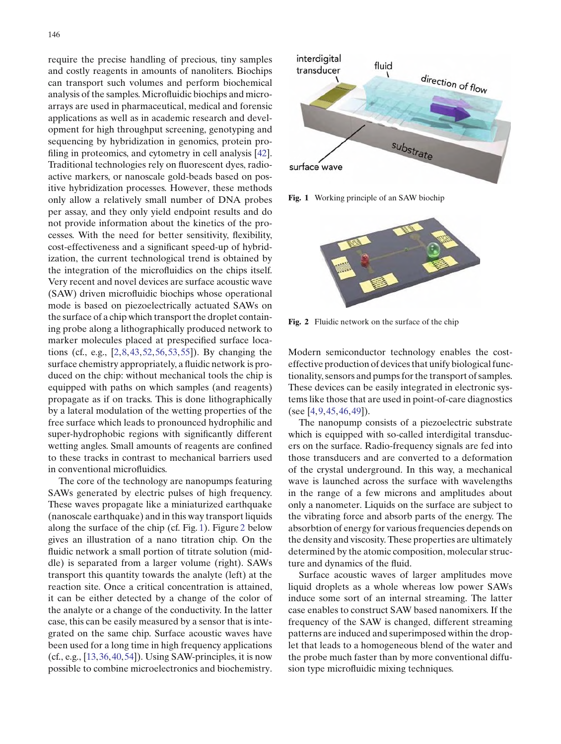require the precise handling of precious, tiny samples and costly reagents in amounts of nanoliters. Biochips can transport such volumes and perform biochemical analysis of the samples. Microfluidic biochips and microarrays are used in pharmaceutical, medical and forensic applications as well as in academic research and development for high throughput screening, genotyping and sequencing by hybridization in genomics, protein profiling in proteomics, and cytometry in cell analysis [42]. Traditional technologies rely on fluorescent dyes, radioactive markers, or nanoscale gold-beads based on positive hybridization processes. However, these methods only allow a relatively small number of DNA probes per assay, and they only yield endpoint results and do not provide information about the kinetics of the processes. With the need for better sensitivity, flexibility, cost-effectiveness and a significant speed-up of hybridization, the current technological trend is obtained by the integration of the microfluidics on the chips itself. Very recent and novel devices are surface acoustic wave (SAW) driven microfluidic biochips whose operational mode is based on piezoelectrically actuated SAWs on the surface of a chip which transport the droplet containing probe along a lithographically produced network to marker molecules placed at prespecified surface locations (cf., e.g., [2,8,43,52,56,53,55]). By changing the surface chemistry appropriately, a fluidic network is produced on the chip: without mechanical tools the chip is equipped with paths on which samples (and reagents) propagate as if on tracks. This is done lithographically by a lateral modulation of the wetting properties of the free surface which leads to pronounced hydrophilic and super-hydrophobic regions with significantly different wetting angles. Small amounts of reagents are confined to these tracks in contrast to mechanical barriers used in conventional microfluidics.

The core of the technology are nanopumps featuring SAWs generated by electric pulses of high frequency. These waves propagate like a miniaturized earthquake (nanoscale earthquake) and in this way transport liquids along the surface of the chip (cf. Fig. 1). Figure 2 below gives an illustration of a nano titration chip. On the fluidic network a small portion of titrate solution (middle) is separated from a larger volume (right). SAWs transport this quantity towards the analyte (left) at the reaction site. Once a critical concentration is attained, it can be either detected by a change of the color of the analyte or a change of the conductivity. In the latter case, this can be easily measured by a sensor that is integrated on the same chip. Surface acoustic waves have been used for a long time in high frequency applications (cf., e.g., [13,36,40,54]). Using SAW-principles, it is now possible to combine microelectronics and biochemistry.

interdigital transducer
fluid
direction of flow
substrate
surface wave

**Fig. 1** Working principle of an SAW biochip

**Fig. 2** Fluidic network on the surface of the chip

Modern semiconductor technology enables the cost-effective production of devices that unify biological functionality, sensors and pumps for the transport of samples. These devices can be easily integrated in electronic systems like those that are used in point-of-care diagnostics (see [4,9,45,46,49]).

The nanopump consists of a piezoelectric substrate which is equipped with so-called interdigital transducers on the surface. Radio-frequency signals are fed into those transducers and are converted to a deformation of the crystal underground. In this way, a mechanical wave is launched across the surface with wavelengths in the range of a few microns and amplitudes about only a nanometer. Liquids on the surface are subject to the vibrating force and absorb parts of the energy. The absorbtion of energy for various frequencies depends on the density and viscosity. These properties are ultimately determined by the atomic composition, molecular structure and dynamics of the fluid.

Surface acoustic waves of larger amplitudes move liquid droplets as a whole whereas low power SAWs induce some sort of an internal streaming. The latter case enables to construct SAW based nanomixers. If the frequency of the SAW is changed, different streaming patterns are induced and superimposed within the droplet that leads to a homogeneous blend of the water and the probe much faster than by more conventional diffusion type microfluidic mixing techniques.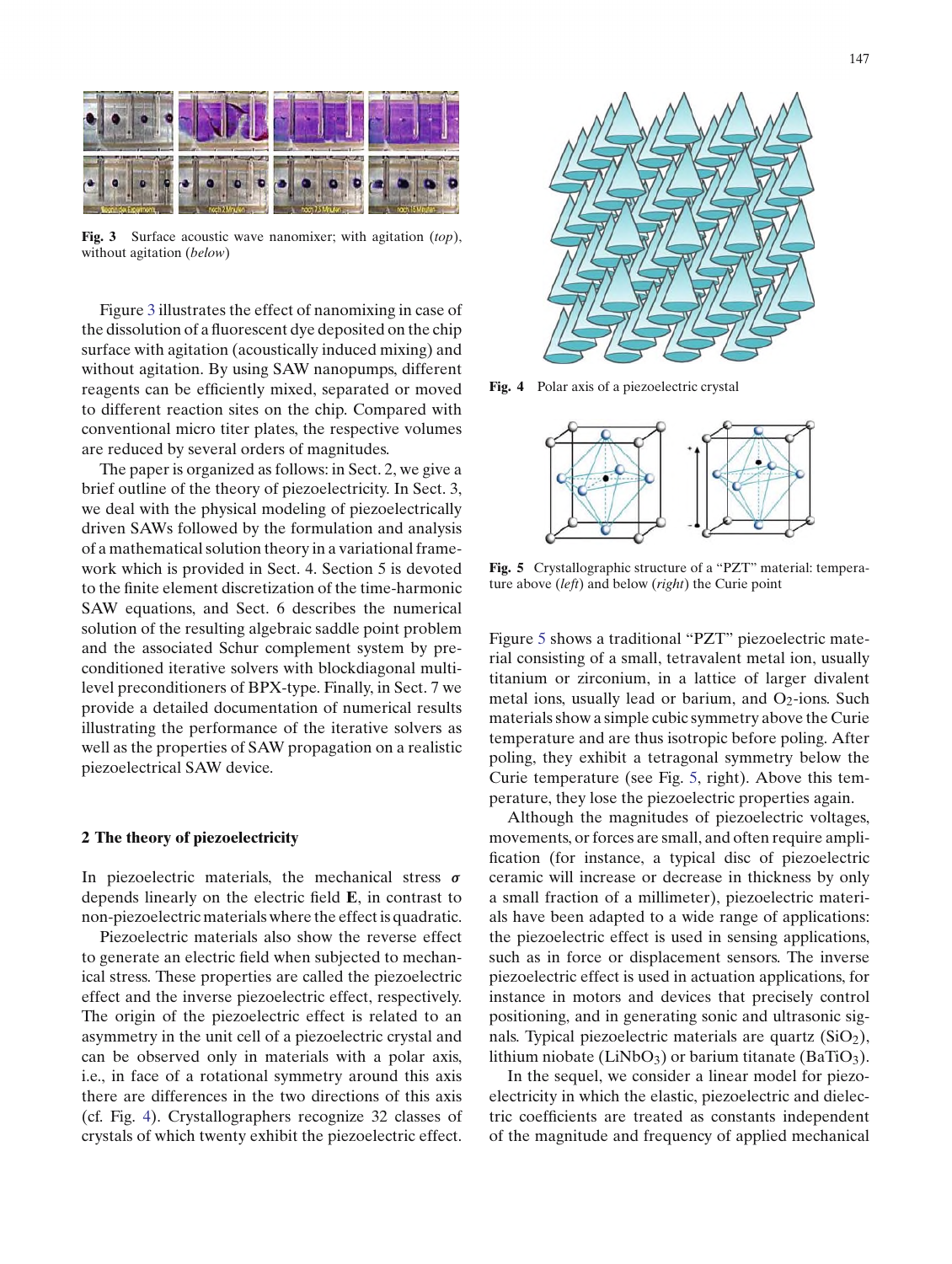Fig. 3 Surface acoustic wave nanomixer; with agitation (*top*), without agitation (*below*)

Figure 3 illustrates the effect of nanomixing in case of the dissolution of a fluorescent dye deposited on the chip surface with agitation (acoustically induced mixing) and without agitation. By using SAW nanopumps, different reagents can be efficiently mixed, separated or moved to different reaction sites on the chip. Compared with conventional micro titer plates, the respective volumes are reduced by several orders of magnitudes.

The paper is organized as follows: in Sect. 2, we give a brief outline of the theory of piezoelectricity. In Sect. 3, we deal with the physical modeling of piezoelectrically driven SAWs followed by the formulation and analysis of a mathematical solution theory in a variational framework which is provided in Sect. 4. Section 5 is devoted to the finite element discretization of the time-harmonic SAW equations, and Sect. 6 describes the numerical solution of the resulting algebraic saddle point problem and the associated Schur complement system by preconditioned iterative solvers with blockdiagonal multilevel preconditioners of BPX-type. Finally, in Sect. 7 we provide a detailed documentation of numerical results illustrating the performance of the iterative solvers as well as the properties of SAW propagation on a realistic piezoelectrical SAW device.

## 2 The theory of piezoelectricity

In piezoelectric materials, the mechanical stress $\boldsymbol{\sigma}$ depends linearly on the electric field $\mathbf{E}$, in contrast to non-piezoelectric materials where the effect is quadratic.

Piezoelectric materials also show the reverse effect to generate an electric field when subjected to mechanical stress. These properties are called the piezoelectric effect and the inverse piezoelectric effect, respectively. The origin of the piezoelectric effect is related to an asymmetry in the unit cell of a piezoelectric crystal and can be observed only in materials with a polar axis, i.e., in face of a rotational symmetry around this axis there are differences in the two directions of this axis (cf. Fig. 4). Crystallographers recognize 32 classes of crystals of which twenty exhibit the piezoelectric effect.

Fig. 4 Polar axis of a piezoelectric crystal

Fig. 5 Crystallographic structure of a "PZT" material: temperature above (*left*) and below (*right*) the Curie point

Figure 5 shows a traditional "PZT" piezoelectric material consisting of a small, tetravalent metal ion, usually titanium or zirconium, in a lattice of larger divalent metal ions, usually lead or barium, and $O_2$-ions. Such materials show a simple cubic symmetry above the Curie temperature and are thus isotropic before poling. After poling, they exhibit a tetragonal symmetry below the Curie temperature (see Fig. 5, right). Above this temperature, they lose the piezoelectric properties again.

Although the magnitudes of piezoelectric voltages, movements, or forces are small, and often require amplification (for instance, a typical disc of piezoelectric ceramic will increase or decrease in thickness by only a small fraction of a millimeter), piezoelectric materials have been adapted to a wide range of applications: the piezoelectric effect is used in sensing applications, such as in force or displacement sensors. The inverse piezoelectric effect is used in actuation applications, for instance in motors and devices that precisely control positioning, and in generating sonic and ultrasonic signals. Typical piezoelectric materials are quartz ($SiO_2$), lithium niobate ($LiNbO_3$) or barium titanate ($BaTiO_3$).

In the sequel, we consider a linear model for piezoelectricity in which the elastic, piezoelectric and dielectric coefficients are treated as constants independent of the magnitude and frequency of applied mechanical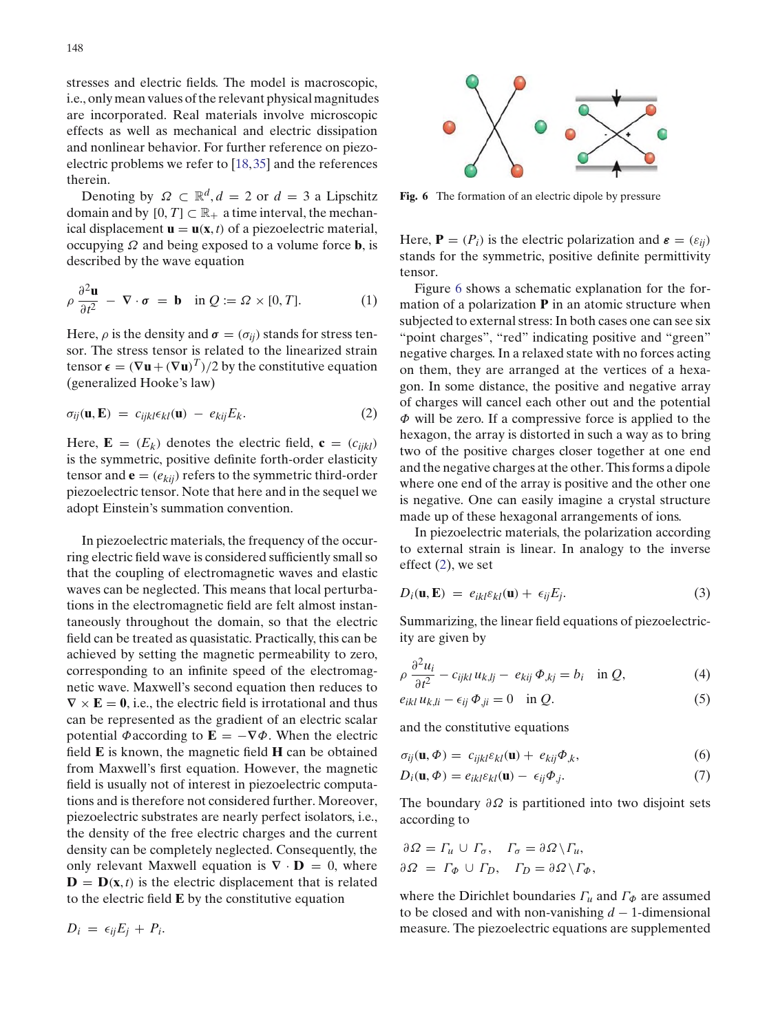stresses and electric fields. The model is macroscopic, i.e., only mean values of the relevant physical magnitudes are incorporated. Real materials involve microscopic effects as well as mechanical and electric dissipation and nonlinear behavior. For further reference on piezoelectric problems we refer to [18,35] and the references therein.

Denoting by $\Omega \subset \mathbb{R}^d, d = 2$ or $d = 3$ a Lipschitz domain and by $[0, T] \subset \mathbb{R}_+$ a time interval, the mechanical displacement $\mathbf{u} = \mathbf{u}(\mathbf{x}, t)$ of a piezoelectric material, occupying $\Omega$ and being exposed to a volume force $\mathbf{b}$, is described by the wave equation

$$\rho \frac{\partial^2 \mathbf{u}}{\partial t^2} - \nabla \cdot \boldsymbol{\sigma} = \mathbf{b} \quad \text{in } Q := \Omega \times [0, T]. \tag{1}$$

Here, $\rho$ is the density and $\boldsymbol{\sigma} = (\sigma_{ij})$ stands for stress tensor. The stress tensor is related to the linearized strain tensor $\boldsymbol{\epsilon} = (\nabla \mathbf{u} + (\nabla \mathbf{u})^T)/2$ by the constitutive equation (generalized Hooke's law)

$$\sigma_{ij}(\mathbf{u}, \mathbf{E}) = c_{ijkl}\epsilon_{kl}(\mathbf{u}) - e_{kij}E_k. \tag{2}$$

Here, $\mathbf{E} = (E_k)$ denotes the electric field, $\mathbf{c} = (c_{ijkl})$ is the symmetric, positive definite forth-order elasticity tensor and $\mathbf{e} = (e_{kij})$ refers to the symmetric third-order piezoelectric tensor. Note that here and in the sequel we adopt Einstein's summation convention.

In piezoelectric materials, the frequency of the occurring electric field wave is considered sufficiently small so that the coupling of electromagnetic waves and elastic waves can be neglected. This means that local perturbations in the electromagnetic field are felt almost instantaneously throughout the domain, so that the electric field can be treated as quasistatic. Practically, this can be achieved by setting the magnetic permeability to zero, corresponding to an infinite speed of the electromagnetic wave. Maxwell's second equation then reduces to $\nabla \times \mathbf{E} = \mathbf{0}$, i.e., the electric field is irrotational and thus can be represented as the gradient of an electric scalar potential $\Phi$ according to $\mathbf{E} = -\nabla\Phi$. When the electric field $\mathbf{E}$ is known, the magnetic field $\mathbf{H}$ can be obtained from Maxwell's first equation. However, the magnetic field is usually not of interest in piezoelectric computations and is therefore not considered further. Moreover, piezoelectric substrates are nearly perfect isolators, i.e., the density of the free electric charges and the current density can be completely neglected. Consequently, the only relevant Maxwell equation is $\nabla \cdot \mathbf{D} = 0$, where $\mathbf{D} = \mathbf{D}(\mathbf{x}, t)$ is the electric displacement that is related to the electric field $\mathbf{E}$ by the constitutive equation

$$D_i = \epsilon_{ij}E_j + P_i.$$

Fig. 6 The formation of an electric dipole by pressure

Here, $\mathbf{P} = (P_i)$ is the electric polarization and $\boldsymbol{\varepsilon} = (\varepsilon_{ij})$ stands for the symmetric, positive definite permittivity tensor.

Figure 6 shows a schematic explanation for the formation of a polarization $\mathbf{P}$ in an atomic structure when subjected to external stress: In both cases one can see six "point charges", "red" indicating positive and "green" negative charges. In a relaxed state with no forces acting on them, they are arranged at the vertices of a hexagon. In some distance, the positive and negative array of charges will cancel each other out and the potential $\Phi$ will be zero. If a compressive force is applied to the hexagon, the array is distorted in such a way as to bring two of the positive charges closer together at one end and the negative charges at the other. This forms a dipole where one end of the array is positive and the other one is negative. One can easily imagine a crystal structure made up of these hexagonal arrangements of ions.

In piezoelectric materials, the polarization according to external strain is linear. In analogy to the inverse effect (2), we set

$$D_i(\mathbf{u}, \mathbf{E}) = e_{ikl}\varepsilon_{kl}(\mathbf{u}) + \epsilon_{ij}E_j. \tag{3}$$

Summarizing, the linear field equations of piezoelectricity are given by

$$\rho \frac{\partial^2 u_i}{\partial t^2} - c_{ijkl}\, u_{k,lj} - e_{kij}\, \Phi_{,kj} = b_i \quad \text{in } Q, \tag{4}$$

$$e_{ikl}\, u_{k,li} - \epsilon_{ij}\, \Phi_{,ji} = 0 \quad \text{in } Q. \tag{5}$$

and the constitutive equations

$$\sigma_{ij}(\mathbf{u}, \Phi) = c_{ijkl}\varepsilon_{kl}(\mathbf{u}) + e_{kij}\Phi_{,k}, \tag{6}$$

$$D_i(\mathbf{u}, \Phi) = e_{ikl}\varepsilon_{kl}(\mathbf{u}) - \epsilon_{ij}\Phi_{,j}. \tag{7}$$

The boundary $\partial\Omega$ is partitioned into two disjoint sets according to

$$\partial\Omega = \Gamma_u \cup \Gamma_\sigma, \quad \Gamma_\sigma = \partial\Omega \setminus \Gamma_u,$$
$$\partial\Omega = \Gamma_\Phi \cup \Gamma_D, \quad \Gamma_D = \partial\Omega \setminus \Gamma_\Phi,$$

where the Dirichlet boundaries $\Gamma_u$ and $\Gamma_\Phi$ are assumed to be closed and with non-vanishing $d-1$-dimensional measure. The piezoelectric equations are supplemented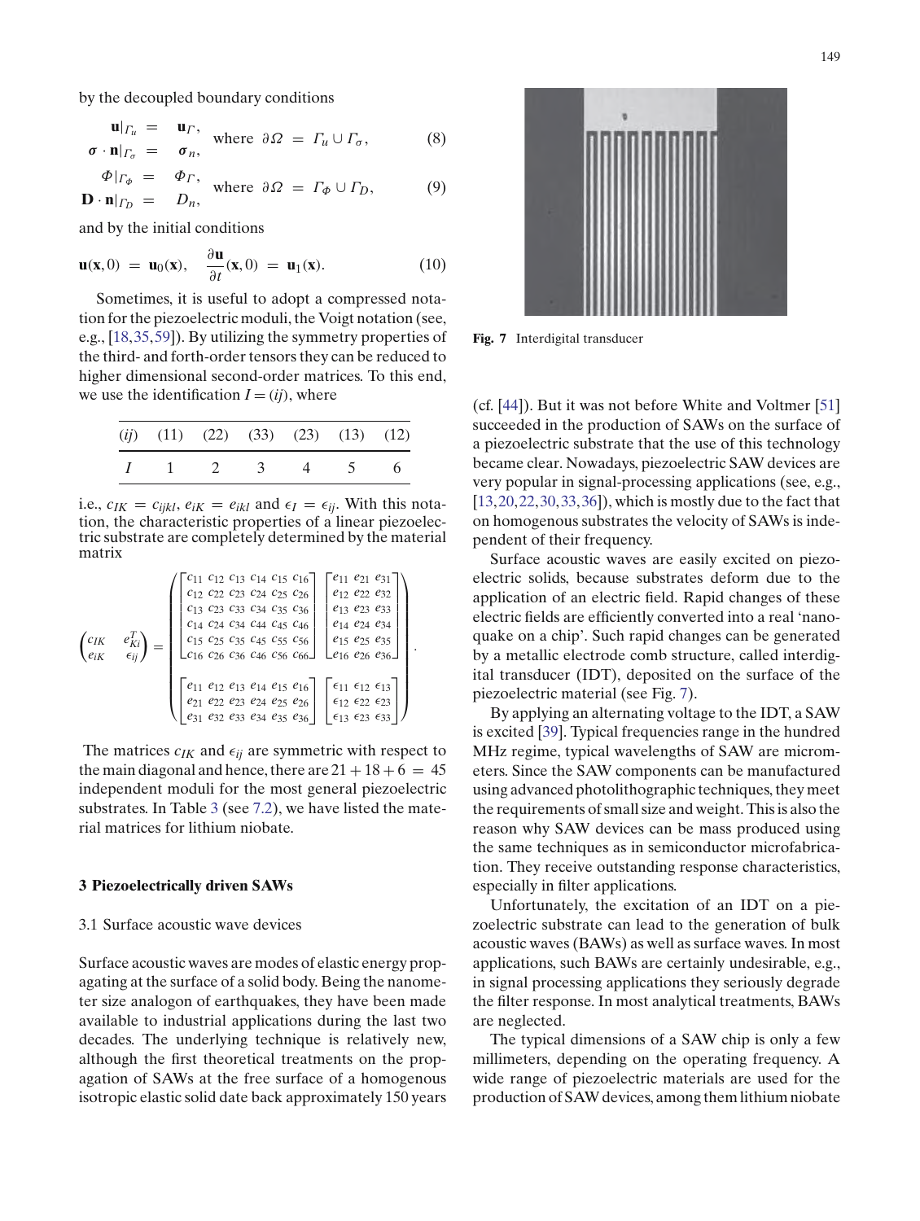by the decoupled boundary conditions

$$\begin{aligned} \mathbf{u}|_{\Gamma_u} &= \mathbf{u}_\Gamma, \\ \boldsymbol{\sigma} \cdot \mathbf{n}|_{\Gamma_\sigma} &= \boldsymbol{\sigma}_n, \end{aligned} \quad \text{where } \partial\Omega = \Gamma_u \cup \Gamma_\sigma, \tag{8}$$

$$\begin{aligned} \Phi|_{\Gamma_\Phi} &= \Phi_\Gamma, \\ \mathbf{D} \cdot \mathbf{n}|_{\Gamma_D} &= D_n, \end{aligned} \quad \text{where } \partial\Omega = \Gamma_\Phi \cup \Gamma_D, \tag{9}$$

and by the initial conditions

$$\mathbf{u}(\mathbf{x}, 0) = \mathbf{u}_0(\mathbf{x}), \quad \frac{\partial \mathbf{u}}{\partial t}(\mathbf{x}, 0) = \mathbf{u}_1(\mathbf{x}). \tag{10}$$

Sometimes, it is useful to adopt a compressed notation for the piezoelectric moduli, the Voigt notation (see, e.g., [18,35,59]). By utilizing the symmetry properties of the third- and forth-order tensors they can be reduced to higher dimensional second-order matrices. To this end, we use the identification $I = (ij)$, where

| $(ij)$ | (11) | (22) | (33) | (23) | (13) | (12) |
|---|---|---|---|---|---|---|
| $I$ | 1 | 2 | 3 | 4 | 5 | 6 |

i.e., $c_{IK} = c_{ijkl}$, $e_{iK} = e_{ikl}$ and $\epsilon_I = \epsilon_{ij}$. With this notation, the characteristic properties of a linear piezoelectric substrate are completely determined by the material matrix

$$\begin{pmatrix} c_{IK} & e_{Ki}^T \\ e_{iK} & \epsilon_{ij} \end{pmatrix} = \begin{pmatrix} \begin{bmatrix} c_{11} & c_{12} & c_{13} & c_{14} & c_{15} & c_{16} \\ c_{12} & c_{22} & c_{23} & c_{24} & c_{25} & c_{26} \\ c_{13} & c_{23} & c_{33} & c_{34} & c_{35} & c_{36} \\ c_{14} & c_{24} & c_{34} & c_{44} & c_{45} & c_{46} \\ c_{15} & c_{25} & c_{35} & c_{45} & c_{55} & c_{56} \\ c_{16} & c_{26} & c_{36} & c_{46} & c_{56} & c_{66} \end{bmatrix} & \begin{bmatrix} e_{11} & e_{21} & e_{31} \\ e_{12} & e_{22} & e_{32} \\ e_{13} & e_{23} & e_{33} \\ e_{14} & e_{24} & e_{34} \\ e_{15} & e_{25} & e_{35} \\ e_{16} & e_{26} & e_{36} \end{bmatrix} \\ \begin{bmatrix} e_{11} & e_{12} & e_{13} & e_{14} & e_{15} & e_{16} \\ e_{21} & e_{22} & e_{23} & e_{24} & e_{25} & e_{26} \\ e_{31} & e_{32} & e_{33} & e_{34} & e_{35} & e_{36} \end{bmatrix} & \begin{bmatrix} \epsilon_{11} & \epsilon_{12} & \epsilon_{13} \\ \epsilon_{12} & \epsilon_{22} & \epsilon_{23} \\ \epsilon_{13} & \epsilon_{23} & \epsilon_{33} \end{bmatrix} \end{pmatrix}.$$

The matrices $c_{IK}$ and $\epsilon_{ij}$ are symmetric with respect to the main diagonal and hence, there are $21 + 18 + 6 = 45$ independent moduli for the most general piezoelectric substrates. In Table 3 (see 7.2), we have listed the material matrices for lithium niobate.

## 3 Piezoelectrically driven SAWs

### 3.1 Surface acoustic wave devices

Surface acoustic waves are modes of elastic energy propagating at the surface of a solid body. Being the nanometer size analogon of earthquakes, they have been made available to industrial applications during the last two decades. The underlying technique is relatively new, although the first theoretical treatments on the propagation of SAWs at the free surface of a homogenous isotropic elastic solid date back approximately 150 years (cf. [44]). But it was not before White and Voltmer [51] succeeded in the production of SAWs on the surface of a piezoelectric substrate that the use of this technology became clear. Nowadays, piezoelectric SAW devices are very popular in signal-processing applications (see, e.g., [13,20,22,30,33,36]), which is mostly due to the fact that on homogenous substrates the velocity of SAWs is independent of their frequency.

Fig. 7 Interdigital transducer

Surface acoustic waves are easily excited on piezoelectric solids, because substrates deform due to the application of an electric field. Rapid changes of these electric fields are efficiently converted into a real 'nanoquake on a chip'. Such rapid changes can be generated by a metallic electrode comb structure, called interdigital transducer (IDT), deposited on the surface of the piezoelectric material (see Fig. 7).

By applying an alternating voltage to the IDT, a SAW is excited [39]. Typical frequencies range in the hundred MHz regime, typical wavelengths of SAW are micrometers. Since the SAW components can be manufactured using advanced photolithographic techniques, they meet the requirements of small size and weight. This is also the reason why SAW devices can be mass produced using the same techniques as in semiconductor microfabrication. They receive outstanding response characteristics, especially in filter applications.

Unfortunately, the excitation of an IDT on a piezoelectric substrate can lead to the generation of bulk acoustic waves (BAWs) as well as surface waves. In most applications, such BAWs are certainly undesirable, e.g., in signal processing applications they seriously degrade the filter response. In most analytical treatments, BAWs are neglected.

The typical dimensions of a SAW chip is only a few millimeters, depending on the operating frequency. A wide range of piezoelectric materials are used for the production of SAW devices, among them lithium niobate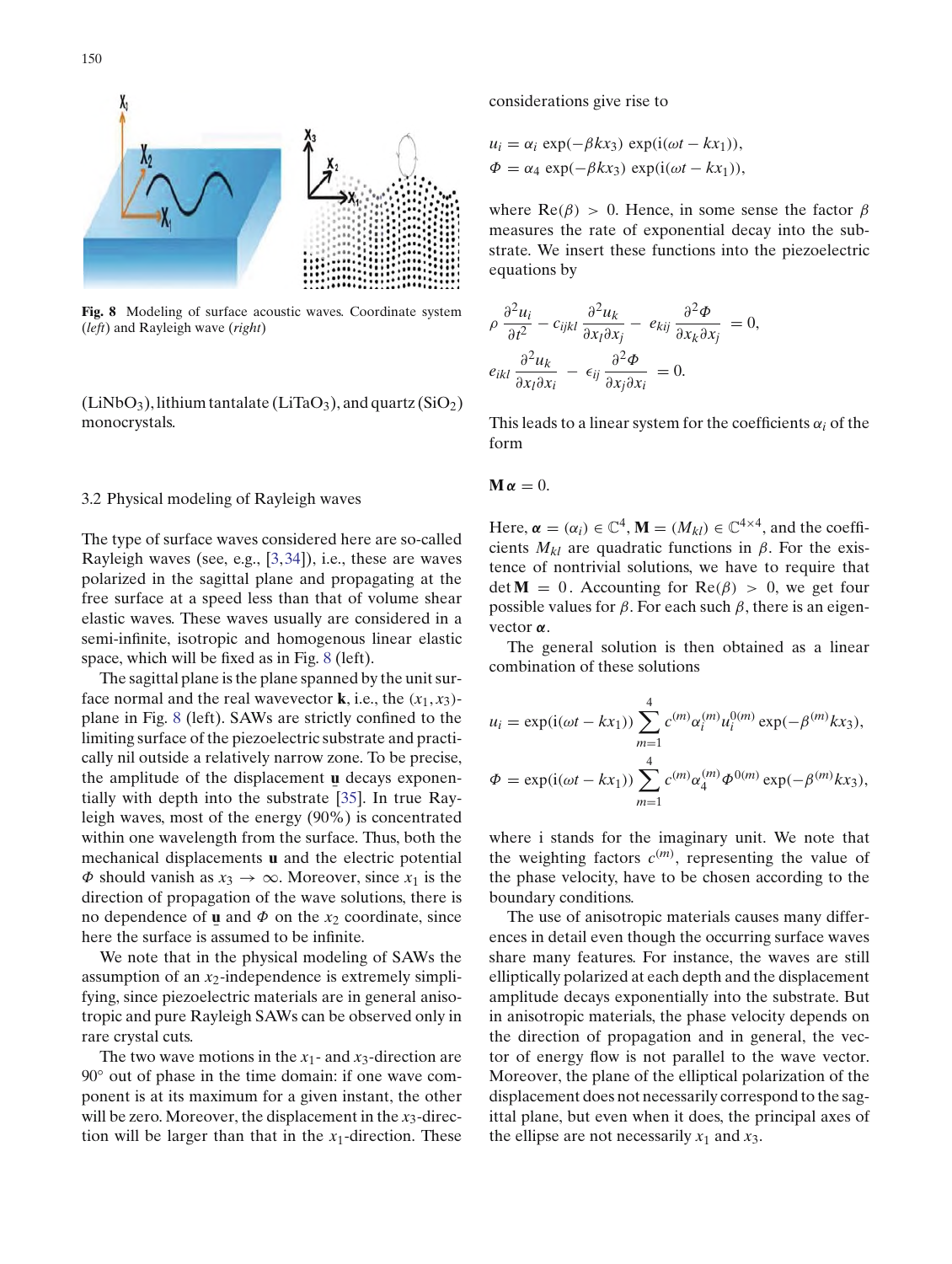**Fig. 8** Modeling of surface acoustic waves. Coordinate system (*left*) and Rayleigh wave (*right*)

($LiNbO_3$), lithium tantalate ($LiTaO_3$), and quartz ($SiO_2$) monocrystals.

### 3.2 Physical modeling of Rayleigh waves

The type of surface waves considered here are so-called Rayleigh waves (see, e.g., [3,34]), i.e., these are waves polarized in the sagittal plane and propagating at the free surface at a speed less than that of volume shear elastic waves. These waves usually are considered in a semi-infinite, isotropic and homogenous linear elastic space, which will be fixed as in Fig. 8 (left).

The sagittal plane is the plane spanned by the unit surface normal and the real wavevector $\mathbf{k}$, i.e., the $(x_1, x_3)$-plane in Fig. 8 (left). SAWs are strictly confined to the limiting surface of the piezoelectric substrate and practically nil outside a relatively narrow zone. To be precise, the amplitude of the displacement $\underline{\mathbf{u}}$ decays exponentially with depth into the substrate [35]. In true Rayleigh waves, most of the energy (90%) is concentrated within one wavelength from the surface. Thus, both the mechanical displacements $\mathbf{u}$ and the electric potential $\Phi$ should vanish as $x_3 \to \infty$. Moreover, since $x_1$ is the direction of propagation of the wave solutions, there is no dependence of $\underline{\mathbf{u}}$ and $\Phi$ on the $x_2$ coordinate, since here the surface is assumed to be infinite.

We note that in the physical modeling of SAWs the assumption of an $x_2$-independence is extremely simplifying, since piezoelectric materials are in general anisotropic and pure Rayleigh SAWs can be observed only in rare crystal cuts.

The two wave motions in the $x_1$- and $x_3$-direction are 90° out of phase in the time domain: if one wave component is at its maximum for a given instant, the other will be zero. Moreover, the displacement in the $x_3$-direction will be larger than that in the $x_1$-direction. These considerations give rise to

$$u_i = \alpha_i \exp(-\beta k x_3) \exp(\mathrm{i}(\omega t - k x_1)),$$
$$\Phi = \alpha_4 \exp(-\beta k x_3) \exp(\mathrm{i}(\omega t - k x_1)),$$

where $\mathrm{Re}(\beta) > 0$. Hence, in some sense the factor $\beta$ measures the rate of exponential decay into the substrate. We insert these functions into the piezoelectric equations by

$$\rho \frac{\partial^2 u_i}{\partial t^2} - c_{ijkl} \frac{\partial^2 u_k}{\partial x_l \partial x_j} - e_{kij} \frac{\partial^2 \Phi}{\partial x_k \partial x_j} = 0,$$
$$e_{ikl} \frac{\partial^2 u_k}{\partial x_l \partial x_i} - \epsilon_{ij} \frac{\partial^2 \Phi}{\partial x_j \partial x_i} = 0.$$

This leads to a linear system for the coefficients $\alpha_i$ of the form

$$\mathbf{M} \boldsymbol{\alpha} = 0.$$

Here, $\boldsymbol{\alpha} = (\alpha_i) \in \mathbb{C}^4$, $\mathbf{M} = (M_{kl}) \in \mathbb{C}^{4\times 4}$, and the coefficients $M_{kl}$ are quadratic functions in $\beta$. For the existence of nontrivial solutions, we have to require that $\det \mathbf{M} = 0$. Accounting for $\mathrm{Re}(\beta) > 0$, we get four possible values for $\beta$. For each such $\beta$, there is an eigenvector $\boldsymbol{\alpha}$.

The general solution is then obtained as a linear combination of these solutions

$$u_i = \exp(\mathrm{i}(\omega t - k x_1)) \sum_{m=1}^{4} c^{(m)} \alpha_i^{(m)} u_i^{0(m)} \exp(-\beta^{(m)} k x_3),$$
$$\Phi = \exp(\mathrm{i}(\omega t - k x_1)) \sum_{m=1}^{4} c^{(m)} \alpha_4^{(m)} \Phi^{0(m)} \exp(-\beta^{(m)} k x_3),$$

where i stands for the imaginary unit. We note that the weighting factors $c^{(m)}$, representing the value of the phase velocity, have to be chosen according to the boundary conditions.

The use of anisotropic materials causes many differences in detail even though the occurring surface waves share many features. For instance, the waves are still elliptically polarized at each depth and the displacement amplitude decays exponentially into the substrate. But in anisotropic materials, the phase velocity depends on the direction of propagation and in general, the vector of energy flow is not parallel to the wave vector. Moreover, the plane of the elliptical polarization of the displacement does not necessarily correspond to the sagittal plane, but even when it does, the principal axes of the ellipse are not necessarily $x_1$ and $x_3$.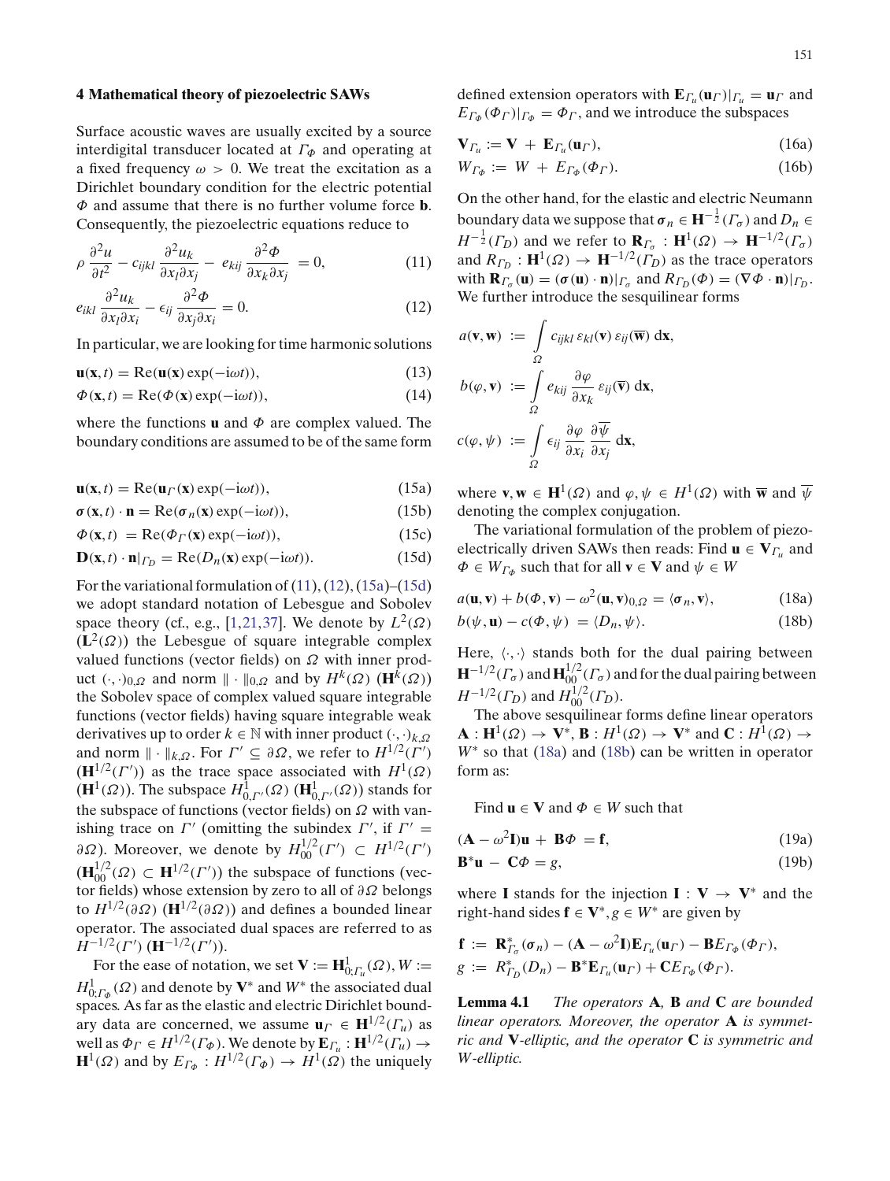## 4 Mathematical theory of piezoelectric SAWs

Surface acoustic waves are usually excited by a source interdigital transducer located at $\Gamma_\Phi$ and operating at a fixed frequency $\omega > 0$. We treat the excitation as a Dirichlet boundary condition for the electric potential $\Phi$ and assume that there is no further volume force $\mathbf{b}$. Consequently, the piezoelectric equations reduce to

$$\rho \frac{\partial^2 u}{\partial t^2} - c_{ijkl} \frac{\partial^2 u_k}{\partial x_l \partial x_j} - e_{kij} \frac{\partial^2 \Phi}{\partial x_k \partial x_j} = 0, \tag{11}$$

$$e_{ikl} \frac{\partial^2 u_k}{\partial x_l \partial x_i} - \epsilon_{ij} \frac{\partial^2 \Phi}{\partial x_j \partial x_i} = 0. \tag{12}$$

In particular, we are looking for time harmonic solutions

$$\mathbf{u}(\mathbf{x}, t) = \mathrm{Re}(\mathbf{u}(\mathbf{x}) \exp(-\mathrm{i}\omega t)), \tag{13}$$

$$\Phi(\mathbf{x}, t) = \mathrm{Re}(\Phi(\mathbf{x}) \exp(-\mathrm{i}\omega t)), \tag{14}$$

where the functions $\mathbf{u}$ and $\Phi$ are complex valued. The boundary conditions are assumed to be of the same form

$$\mathbf{u}(\mathbf{x}, t) = \mathrm{Re}(\mathbf{u}_\Gamma(\mathbf{x}) \exp(-\mathrm{i}\omega t)), \tag{15a}$$

$$\boldsymbol{\sigma}(\mathbf{x}, t) \cdot \mathbf{n} = \mathrm{Re}(\boldsymbol{\sigma}_n(\mathbf{x}) \exp(-\mathrm{i}\omega t)), \tag{15b}$$

$$\Phi(\mathbf{x}, t) = \mathrm{Re}(\Phi_\Gamma(\mathbf{x}) \exp(-\mathrm{i}\omega t)), \tag{15c}$$

$$\mathbf{D}(\mathbf{x}, t) \cdot \mathbf{n}|_{\Gamma_D} = \mathrm{Re}(D_n(\mathbf{x}) \exp(-\mathrm{i}\omega t)). \tag{15d}$$

For the variational formulation of (11), (12), (15a)–(15d) we adopt standard notation of Lebesgue and Sobolev space theory (cf., e.g., [1,21,37]. We denote by $L^2(\Omega)$ ($\mathbf{L}^2(\Omega)$) the Lebesgue of square integrable complex valued functions (vector fields) on $\Omega$ with inner product $(\cdot,\cdot)_{0,\Omega}$ and norm $\|\cdot\|_{0,\Omega}$ and by $H^k(\Omega)$ ($\mathbf{H}^k(\Omega)$) the Sobolev space of complex valued square integrable functions (vector fields) having square integrable weak derivatives up to order $k \in \mathbb{N}$ with inner product $(\cdot,\cdot)_{k,\Omega}$ and norm $\|\cdot\|_{k,\Omega}$. For $\Gamma' \subseteq \partial\Omega$, we refer to $H^{1/2}(\Gamma')$ ($\mathbf{H}^{1/2}(\Gamma')$) as the trace space associated with $H^1(\Omega)$ ($\mathbf{H}^1(\Omega)$). The subspace $H^1_{0,\Gamma'}(\Omega)$ ($\mathbf{H}^1_{0,\Gamma'}(\Omega)$) stands for the subspace of functions (vector fields) on $\Omega$ with vanishing trace on $\Gamma'$ (omitting the subindex $\Gamma'$, if $\Gamma' = \partial\Omega$). Moreover, we denote by $H^{1/2}_{00}(\Gamma') \subset H^{1/2}(\Gamma')$ ($\mathbf{H}^{1/2}_{00}(\Omega) \subset \mathbf{H}^{1/2}(\Gamma')$) the subspace of functions (vector fields) whose extension by zero to all of $\partial\Omega$ belongs to $H^{1/2}(\partial\Omega)$ ($\mathbf{H}^{1/2}(\partial\Omega)$) and defines a bounded linear operator. The associated dual spaces are referred to as $H^{-1/2}(\Gamma')$ ($\mathbf{H}^{-1/2}(\Gamma')$).

For the ease of notation, we set $\mathbf{V} := \mathbf{H}^1_{0;\Gamma_u}(\Omega), W := H^1_{0;\Gamma_\Phi}(\Omega)$ and denote by $\mathbf{V}^*$ and $W^*$ the associated dual spaces. As far as the elastic and electric Dirichlet boundary data are concerned, we assume $\mathbf{u}_\Gamma \in \mathbf{H}^{1/2}(\Gamma_u)$ as well as $\Phi_\Gamma \in H^{1/2}(\Gamma_\Phi)$. We denote by $\mathbf{E}_{\Gamma_u} : \mathbf{H}^{1/2}(\Gamma_u) \to \mathbf{H}^1(\Omega)$ and by $E_{\Gamma_\Phi} : H^{1/2}(\Gamma_\Phi) \to H^1(\Omega)$ the uniquely defined extension operators with $\mathbf{E}_{\Gamma_u}(\mathbf{u}_\Gamma)|_{\Gamma_u} = \mathbf{u}_\Gamma$ and $E_{\Gamma_\Phi}(\Phi_\Gamma)|_{\Gamma_\Phi} = \Phi_\Gamma$, and we introduce the subspaces

$$\mathbf{V}_{\Gamma_u} := \mathbf{V} + \mathbf{E}_{\Gamma_u}(\mathbf{u}_\Gamma), \tag{16a}$$

$$W_{\Gamma_\Phi} := W + E_{\Gamma_\Phi}(\Phi_\Gamma). \tag{16b}$$

On the other hand, for the elastic and electric Neumann boundary data we suppose that $\boldsymbol{\sigma}_n \in \mathbf{H}^{-\frac{1}{2}}(\Gamma_\sigma)$ and $D_n \in H^{-\frac{1}{2}}(\Gamma_D)$ and we refer to $\mathbf{R}_{\Gamma_\sigma} : \mathbf{H}^1(\Omega) \to \mathbf{H}^{-1/2}(\Gamma_\sigma)$ and $R_{\Gamma_D} : \mathbf{H}^1(\Omega) \to \mathbf{H}^{-1/2}(\Gamma_D)$ as the trace operators with $\mathbf{R}_{\Gamma_\sigma}(\mathbf{u}) = (\boldsymbol{\sigma}(\mathbf{u}) \cdot \mathbf{n})|_{\Gamma_\sigma}$ and $R_{\Gamma_D}(\Phi) = (\nabla\Phi \cdot \mathbf{n})|_{\Gamma_D}$. We further introduce the sesquilinear forms

$$a(\mathbf{v}, \mathbf{w}) := \int_\Omega c_{ijkl}\, \varepsilon_{kl}(\mathbf{v})\, \varepsilon_{ij}(\overline{\mathbf{w}})\, \mathrm{d}\mathbf{x},$$

$$b(\varphi, \mathbf{v}) := \int_\Omega e_{kij} \frac{\partial \varphi}{\partial x_k}\, \varepsilon_{ij}(\overline{\mathbf{v}})\, \mathrm{d}\mathbf{x},$$

$$c(\varphi, \psi) := \int_\Omega \epsilon_{ij} \frac{\partial \varphi}{\partial x_i} \frac{\partial \overline{\psi}}{\partial x_j}\, \mathrm{d}\mathbf{x},$$

where $\mathbf{v}, \mathbf{w} \in \mathbf{H}^1(\Omega)$ and $\varphi, \psi \in H^1(\Omega)$ with $\overline{\mathbf{w}}$ and $\overline{\psi}$ denoting the complex conjugation.

The variational formulation of the problem of piezoelectrically driven SAWs then reads: Find $\mathbf{u} \in \mathbf{V}_{\Gamma_u}$ and $\Phi \in W_{\Gamma_\Phi}$ such that for all $\mathbf{v} \in \mathbf{V}$ and $\psi \in W$

$$a(\mathbf{u}, \mathbf{v}) + b(\Phi, \mathbf{v}) - \omega^2 (\mathbf{u}, \mathbf{v})_{0,\Omega} = \langle \boldsymbol{\sigma}_n, \mathbf{v} \rangle, \tag{18a}$$

$$b(\psi, \mathbf{u}) - c(\Phi, \psi) = \langle D_n, \psi \rangle. \tag{18b}$$

Here, $\langle\cdot,\cdot\rangle$ stands both for the dual pairing between $\mathbf{H}^{-1/2}(\Gamma_\sigma)$ and $\mathbf{H}^{1/2}_{00}(\Gamma_\sigma)$ and for the dual pairing between $H^{-1/2}(\Gamma_D)$ and $H^{1/2}_{00}(\Gamma_D)$.

The above sesquilinear forms define linear operators $\mathbf{A} : \mathbf{H}^1(\Omega) \to \mathbf{V}^*$, $\mathbf{B} : H^1(\Omega) \to \mathbf{V}^*$ and $\mathbf{C} : H^1(\Omega) \to W^*$ so that (18a) and (18b) can be written in operator form as:

Find $\mathbf{u} \in \mathbf{V}$ and $\Phi \in W$ such that

$$(\mathbf{A} - \omega^2 \mathbf{I})\mathbf{u} + \mathbf{B}\Phi = \mathbf{f}, \tag{19a}$$

$$\mathbf{B}^*\mathbf{u} - \mathbf{C}\Phi = g, \tag{19b}$$

where $\mathbf{I}$ stands for the injection $\mathbf{I} : \mathbf{V} \to \mathbf{V}^*$ and the right-hand sides $\mathbf{f} \in \mathbf{V}^*, g \in W^*$ are given by

$$\mathbf{f} := \mathbf{R}^*_{\Gamma_\sigma}(\boldsymbol{\sigma}_n) - (\mathbf{A} - \omega^2 \mathbf{I})\mathbf{E}_{\Gamma_u}(\mathbf{u}_\Gamma) - \mathbf{B}E_{\Gamma_\Phi}(\Phi_\Gamma),$$

$$g := R^*_{\Gamma_D}(D_n) - \mathbf{B}^*\mathbf{E}_{\Gamma_u}(\mathbf{u}_\Gamma) + \mathbf{C}E_{\Gamma_\Phi}(\Phi_\Gamma).$$

**Lemma 4.1** *The operators* $\mathbf{A}$*,* $\mathbf{B}$ *and* $\mathbf{C}$ *are bounded linear operators. Moreover, the operator* $\mathbf{A}$ *is symmetric and* $\mathbf{V}$*-elliptic, and the operator* $\mathbf{C}$ *is symmetric and* $W$*-elliptic.*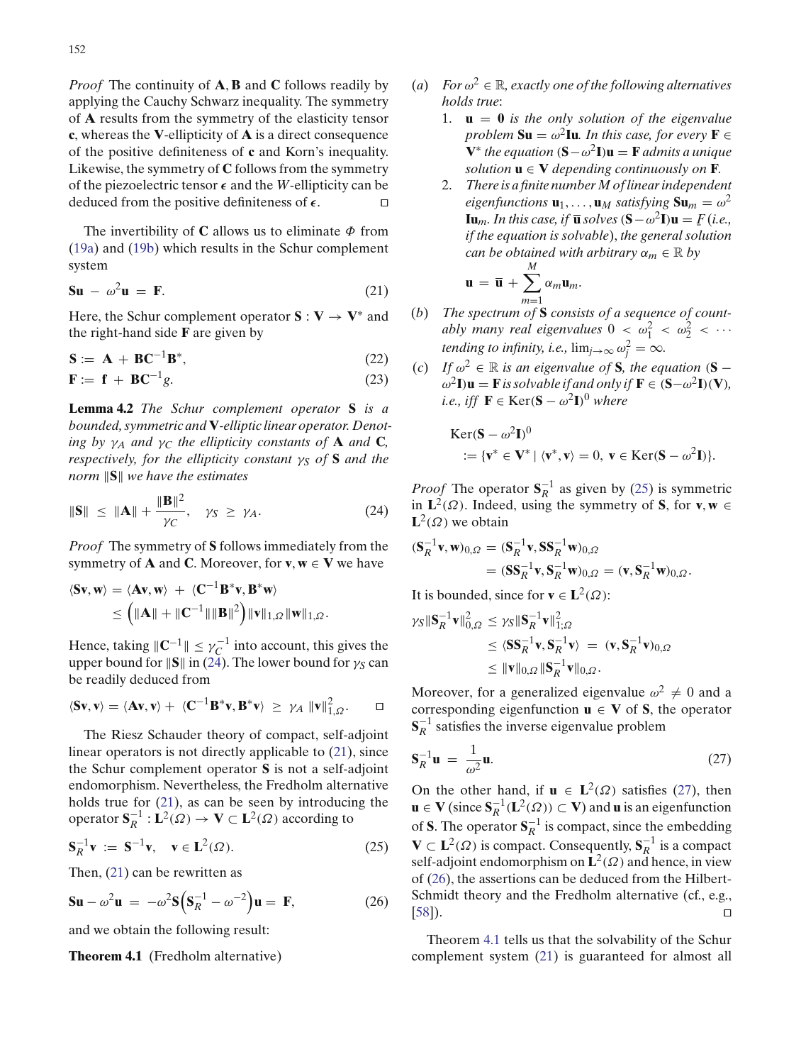*Proof* The continuity of $\mathbf{A}, \mathbf{B}$ and $\mathbf{C}$ follows readily by applying the Cauchy Schwarz inequality. The symmetry of $\mathbf{A}$ results from the symmetry of the elasticity tensor $\mathbf{c}$, whereas the $\mathbf{V}$-ellipticity of $\mathbf{A}$ is a direct consequence of the positive definiteness of $\mathbf{c}$ and Korn's inequality. Likewise, the symmetry of $\mathbf{C}$ follows from the symmetry of the piezoelectric tensor $\boldsymbol{\epsilon}$ and the $W$-ellipticity can be deduced from the positive definiteness of $\boldsymbol{\epsilon}$. □

The invertibility of $\mathbf{C}$ allows us to eliminate $\Phi$ from (19a) and (19b) which results in the Schur complement system

$$\mathbf{S}\mathbf{u} - \omega^2 \mathbf{u} = \mathbf{F}. \tag{21}$$

Here, the Schur complement operator $\mathbf{S} : \mathbf{V} \to \mathbf{V}^*$ and the right-hand side $\mathbf{F}$ are given by

$$\mathbf{S} := \mathbf{A} + \mathbf{B}\mathbf{C}^{-1}\mathbf{B}^*, \tag{22}$$

$$\mathbf{F} := \mathbf{f} + \mathbf{B}\mathbf{C}^{-1}g. \tag{23}$$

**Lemma 4.2** *The Schur complement operator $\mathbf{S}$ is a bounded, symmetric and $\mathbf{V}$-elliptic linear operator. Denoting by $\gamma_A$ and $\gamma_C$ the ellipticity constants of $\mathbf{A}$ and $\mathbf{C}$, respectively, for the ellipticity constant $\gamma_S$ of $\mathbf{S}$ and the norm $\|\mathbf{S}\|$ we have the estimates*

$$\|\mathbf{S}\| \le \|\mathbf{A}\| + \frac{\|\mathbf{B}\|^2}{\gamma_C}, \quad \gamma_S \ge \gamma_A. \tag{24}$$

*Proof* The symmetry of $\mathbf{S}$ follows immediately from the symmetry of $\mathbf{A}$ and $\mathbf{C}$. Moreover, for $\mathbf{v}, \mathbf{w} \in \mathbf{V}$ we have

$$\begin{aligned}\langle \mathbf{S}\mathbf{v}, \mathbf{w}\rangle &= \langle \mathbf{A}\mathbf{v}, \mathbf{w}\rangle + \langle \mathbf{C}^{-1}\mathbf{B}^*\mathbf{v}, \mathbf{B}^*\mathbf{w}\rangle \\ &\le \left(\|\mathbf{A}\| + \|\mathbf{C}^{-1}\|\|\mathbf{B}\|^2\right)\|\mathbf{v}\|_{1,\Omega}\|\mathbf{w}\|_{1,\Omega}.\end{aligned}$$

Hence, taking $\|\mathbf{C}^{-1}\| \le \gamma_C^{-1}$ into account, this gives the upper bound for $\|\mathbf{S}\|$ in (24). The lower bound for $\gamma_S$ can be readily deduced from

$$\langle \mathbf{S}\mathbf{v}, \mathbf{v}\rangle = \langle \mathbf{A}\mathbf{v}, \mathbf{v}\rangle + \langle \mathbf{C}^{-1}\mathbf{B}^*\mathbf{v}, \mathbf{B}^*\mathbf{v}\rangle \ge \gamma_A \|\mathbf{v}\|_{1,\Omega}^2. \quad \square$$

The Riesz Schauder theory of compact, self-adjoint linear operators is not directly applicable to (21), since the Schur complement operator $\mathbf{S}$ is not a self-adjoint endomorphism. Nevertheless, the Fredholm alternative holds true for (21), as can be seen by introducing the operator $\mathbf{S}_R^{-1} : \mathbf{L}^2(\Omega) \to \mathbf{V} \subset \mathbf{L}^2(\Omega)$ according to

$$\mathbf{S}_R^{-1}\mathbf{v} := \mathbf{S}^{-1}\mathbf{v}, \quad \mathbf{v} \in \mathbf{L}^2(\Omega). \tag{25}$$

Then, (21) can be rewritten as

$$\mathbf{S}\mathbf{u} - \omega^2\mathbf{u} = -\omega^2\mathbf{S}\left(\mathbf{S}_R^{-1} - \omega^{-2}\right)\mathbf{u} = \mathbf{F}, \tag{26}$$

and we obtain the following result:

**Theorem 4.1** (Fredholm alternative)

(*a*) *For $\omega^2 \in \mathbb{R}$, exactly one of the following alternatives holds true*:

1. *$\mathbf{u} = \mathbf{0}$ is the only solution of the eigenvalue problem $\mathbf{S}\mathbf{u} = \omega^2\mathbf{I}\mathbf{u}$. In this case, for every $\mathbf{F} \in \mathbf{V}^*$ the equation $(\mathbf{S} - \omega^2\mathbf{I})\mathbf{u} = \mathbf{F}$ admits a unique solution $\mathbf{u} \in \mathbf{V}$ depending continuously on $\mathbf{F}$.*
2. *There is a finite number $M$ of linear independent eigenfunctions $\mathbf{u}_1, \ldots, \mathbf{u}_M$ satisfying $\mathbf{S}\mathbf{u}_m = \omega^2\mathbf{I}\mathbf{u}_m$. In this case, if $\bar{\mathbf{u}}$ solves $(\mathbf{S} - \omega^2\mathbf{I})\mathbf{u} = \underline{F}$ (i.e., if the equation is solvable), the general solution can be obtained with arbitrary $\alpha_m \in \mathbb{R}$ by*

$$\mathbf{u} = \bar{\mathbf{u}} + \sum_{m=1}^{M} \alpha_m \mathbf{u}_m.$$

(*b*) *The spectrum of $\mathbf{S}$ consists of a sequence of countably many real eigenvalues $0 < \omega_1^2 < \omega_2^2 < \cdots$ tending to infinity, i.e., $\lim_{j\to\infty} \omega_j^2 = \infty$.*

(*c*) *If $\omega^2 \in \mathbb{R}$ is an eigenvalue of $\mathbf{S}$, the equation $(\mathbf{S} - \omega^2\mathbf{I})\mathbf{u} = \mathbf{F}$ is solvable if and only if $\mathbf{F} \in (\mathbf{S} - \omega^2\mathbf{I})(\mathbf{V})$, i.e., iff $\mathbf{F} \in \mathrm{Ker}(\mathbf{S} - \omega^2\mathbf{I})^0$ where*

$$\begin{aligned}&\mathrm{Ker}(\mathbf{S} - \omega^2\mathbf{I})^0 \\ &\quad := \{\mathbf{v}^* \in \mathbf{V}^* \mid \langle \mathbf{v}^*, \mathbf{v}\rangle = 0, \ \mathbf{v} \in \mathrm{Ker}(\mathbf{S} - \omega^2\mathbf{I})\}.\end{aligned}$$

*Proof* The operator $\mathbf{S}_R^{-1}$ as given by (25) is symmetric in $\mathbf{L}^2(\Omega)$. Indeed, using the symmetry of $\mathbf{S}$, for $\mathbf{v}, \mathbf{w} \in \mathbf{L}^2(\Omega)$ we obtain

$$\begin{aligned}(\mathbf{S}_R^{-1}\mathbf{v}, \mathbf{w})_{0,\Omega} &= (\mathbf{S}_R^{-1}\mathbf{v}, \mathbf{S}\mathbf{S}_R^{-1}\mathbf{w})_{0,\Omega} \\ &= (\mathbf{S}\mathbf{S}_R^{-1}\mathbf{v}, \mathbf{S}_R^{-1}\mathbf{w})_{0,\Omega} = (\mathbf{v}, \mathbf{S}_R^{-1}\mathbf{w})_{0,\Omega}.\end{aligned}$$

It is bounded, since for $\mathbf{v} \in \mathbf{L}^2(\Omega)$:

$$\begin{aligned}\gamma_S\|\mathbf{S}_R^{-1}\mathbf{v}\|_{0,\Omega}^2 &\le \gamma_S\|\mathbf{S}_R^{-1}\mathbf{v}\|_{1;\Omega}^2 \\ &\le \langle \mathbf{S}\mathbf{S}_R^{-1}\mathbf{v}, \mathbf{S}_R^{-1}\mathbf{v}\rangle = (\mathbf{v}, \mathbf{S}_R^{-1}\mathbf{v})_{0,\Omega} \\ &\le \|\mathbf{v}\|_{0,\Omega}\|\mathbf{S}_R^{-1}\mathbf{v}\|_{0,\Omega}.\end{aligned}$$

Moreover, for a generalized eigenvalue $\omega^2 \neq 0$ and a corresponding eigenfunction $\mathbf{u} \in \mathbf{V}$ of $\mathbf{S}$, the operator $\mathbf{S}_R^{-1}$ satisfies the inverse eigenvalue problem

$$\mathbf{S}_R^{-1}\mathbf{u} = \frac{1}{\omega^2}\mathbf{u}. \tag{27}$$

On the other hand, if $\mathbf{u} \in \mathbf{L}^2(\Omega)$ satisfies (27), then $\mathbf{u} \in \mathbf{V}$ (since $\mathbf{S}_R^{-1}(\mathbf{L}^2(\Omega)) \subset \mathbf{V}$) and $\mathbf{u}$ is an eigenfunction of $\mathbf{S}$. The operator $\mathbf{S}_R^{-1}$ is compact, since the embedding $\mathbf{V} \subset \mathbf{L}^2(\Omega)$ is compact. Consequently, $\mathbf{S}_R^{-1}$ is a compact self-adjoint endomorphism on $\mathbf{L}^2(\Omega)$ and hence, in view of (26), the assertions can be deduced from the Hilbert-Schmidt theory and the Fredholm alternative (cf., e.g., [58]). □

Theorem 4.1 tells us that the solvability of the Schur complement system (21) is guaranteed for almost all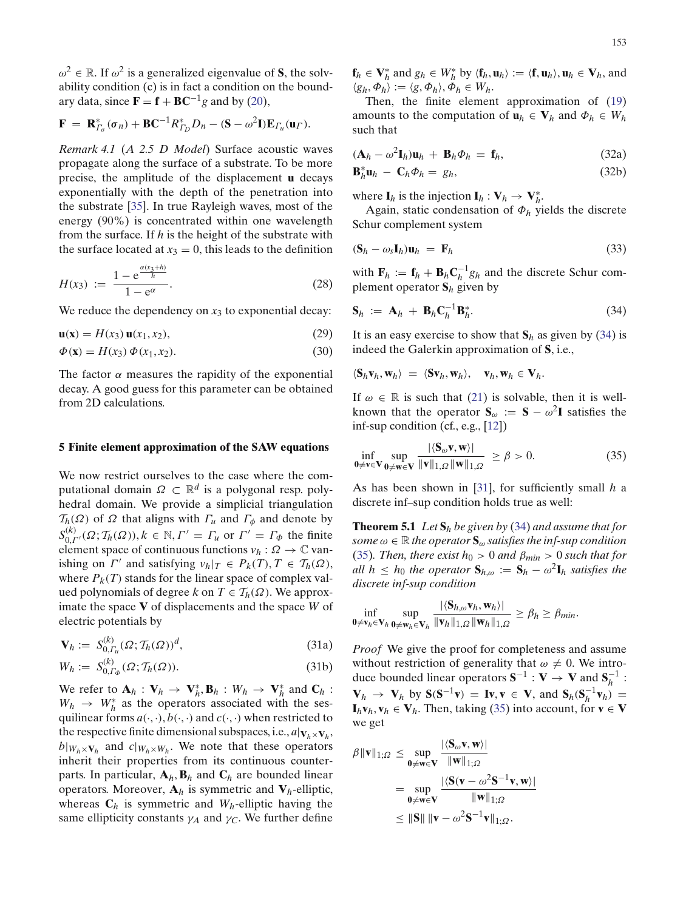$\omega^2 \in \mathbb{R}$. If $\omega^2$ is a generalized eigenvalue of $\mathbf{S}$, the solvability condition (c) is in fact a condition on the boundary data, since $\mathbf{F} = \mathbf{f} + \mathbf{B}\mathbf{C}^{-1}g$ and by (20),

$$\mathbf{F} \;=\; \mathbf{R}^*_{\Gamma_\sigma}(\boldsymbol{\sigma}_n) + \mathbf{B}\mathbf{C}^{-1}R^*_{\Gamma_D}D_n - (\mathbf{S} - \omega^2\mathbf{I})\mathbf{E}_{\Gamma_u}(\mathbf{u}_\Gamma).$$

*Remark 4.1* (*A 2.5 D Model*) Surface acoustic waves propagate along the surface of a substrate. To be more precise, the amplitude of the displacement $\mathbf{u}$ decays exponentially with the depth of the penetration into the substrate [35]. In true Rayleigh waves, most of the energy (90%) is concentrated within one wavelength from the surface. If $h$ is the height of the substrate with the surface located at $x_3 = 0$, this leads to the definition

$$H(x_3) \;:=\; \frac{1 - \mathrm{e}^{\frac{\alpha(x_3+h)}{h}}}{1 - \mathrm{e}^{\alpha}}. \tag{28}$$

We reduce the dependency on $x_3$ to exponential decay:

$$\mathbf{u}(\mathbf{x}) = H(x_3)\,\mathbf{u}(x_1, x_2), \tag{29}$$

$$\Phi(\mathbf{x}) = H(x_3)\,\Phi(x_1, x_2). \tag{30}$$

The factor $\alpha$ measures the rapidity of the exponential decay. A good guess for this parameter can be obtained from 2D calculations.

## 5 Finite element approximation of the SAW equations

We now restrict ourselves to the case where the computational domain $\Omega \subset \mathbb{R}^d$ is a polygonal resp. polyhedral domain. We provide a simplicial triangulation $\mathcal{T}_h(\Omega)$ of $\Omega$ that aligns with $\Gamma_u$ and $\Gamma_\phi$ and denote by $S^{(k)}_{0,\Gamma'}(\Omega; \mathcal{T}_h(\Omega)), k \in \mathbb{N}, \Gamma' = \Gamma_u$ or $\Gamma' = \Gamma_\Phi$ the finite element space of continuous functions $v_h : \Omega \to \mathbb{C}$ vanishing on $\Gamma'$ and satisfying $v_h|_T \in P_k(T), T \in \mathcal{T}_h(\Omega)$, where $P_k(T)$ stands for the linear space of complex valued polynomials of degree $k$ on $T \in \mathcal{T}_h(\Omega)$. We approximate the space $\mathbf{V}$ of displacements and the space $W$ of electric potentials by

$$\mathbf{V}_h := S^{(k)}_{0,\Gamma_u}(\Omega; \mathcal{T}_h(\Omega))^d, \tag{31a}$$

$$W_h := S^{(k)}_{0,\Gamma_\Phi}(\Omega; \mathcal{T}_h(\Omega)). \tag{31b}$$

We refer to $\mathbf{A}_h : \mathbf{V}_h \to \mathbf{V}_h^*, \mathbf{B}_h : W_h \to \mathbf{V}_h^*$ and $\mathbf{C}_h : W_h \to W_h^*$ as the operators associated with the sesquilinear forms $a(\cdot,\cdot), b(\cdot,\cdot)$ and $c(\cdot,\cdot)$ when restricted to the respective finite dimensional subspaces, i.e., $a|_{\mathbf{V}_h \times \mathbf{V}_h}$, $b|_{W_h \times \mathbf{V}_h}$ and $c|_{W_h \times W_h}$. We note that these operators inherit their properties from its continuous counterparts. In particular, $\mathbf{A}_h, \mathbf{B}_h$ and $\mathbf{C}_h$ are bounded linear operators. Moreover, $\mathbf{A}_h$ is symmetric and $\mathbf{V}_h$-elliptic, whereas $\mathbf{C}_h$ is symmetric and $W_h$-elliptic having the same ellipticity constants $\gamma_A$ and $\gamma_C$. We further define $\mathbf{f}_h \in \mathbf{V}_h^*$ and $g_h \in W_h^*$ by $\langle \mathbf{f}_h, \mathbf{u}_h \rangle := \langle \mathbf{f}, \mathbf{u}_h \rangle, \mathbf{u}_h \in \mathbf{V}_h$, and $\langle g_h, \Phi_h \rangle := \langle g, \Phi_h \rangle, \Phi_h \in W_h$.

Then, the finite element approximation of (19) amounts to the computation of $\mathbf{u}_h \in \mathbf{V}_h$ and $\Phi_h \in W_h$ such that

$$(\mathbf{A}_h - \omega^2\mathbf{I}_h)\mathbf{u}_h \;+\; \mathbf{B}_h\Phi_h \;=\; \mathbf{f}_h, \tag{32a}$$

$$\mathbf{B}_h^*\mathbf{u}_h \;-\; \mathbf{C}_h\Phi_h \;=\; g_h, \tag{32b}$$

where $\mathbf{I}_h$ is the injection $\mathbf{I}_h : \mathbf{V}_h \to \mathbf{V}_h^*$.

Again, static condensation of $\Phi_h$ yields the discrete Schur complement system

$$(\mathbf{S}_h - \omega_s\mathbf{I}_h)\mathbf{u}_h \;=\; \mathbf{F}_h \tag{33}$$

with $\mathbf{F}_h := \mathbf{f}_h + \mathbf{B}_h\mathbf{C}_h^{-1}g_h$ and the discrete Schur complement operator $\mathbf{S}_h$ given by

$$\mathbf{S}_h \;:=\; \mathbf{A}_h \;+\; \mathbf{B}_h\mathbf{C}_h^{-1}\mathbf{B}_h^*. \tag{34}$$

It is an easy exercise to show that $\mathbf{S}_h$ as given by (34) is indeed the Galerkin approximation of $\mathbf{S}$, i.e.,

$$\langle \mathbf{S}_h\mathbf{v}_h, \mathbf{w}_h \rangle \;=\; \langle \mathbf{S}\mathbf{v}_h, \mathbf{w}_h \rangle, \quad \mathbf{v}_h, \mathbf{w}_h \in \mathbf{V}_h.$$

If $\omega \in \mathbb{R}$ is such that (21) is solvable, then it is well-known that the operator $\mathbf{S}_\omega := \mathbf{S} - \omega^2\mathbf{I}$ satisfies the inf-sup condition (cf., e.g., [12])

$$\inf_{\mathbf{0}\neq\mathbf{v}\in\mathbf{V}} \sup_{\mathbf{0}\neq\mathbf{w}\in\mathbf{V}} \frac{|\langle \mathbf{S}_\omega\mathbf{v}, \mathbf{w}\rangle|}{\|\mathbf{v}\|_{1,\Omega}\|\mathbf{w}\|_{1,\Omega}} \;\geq \beta > 0. \tag{35}$$

As has been shown in [31], for sufficiently small $h$ a discrete inf–sup condition holds true as well:

**Theorem 5.1** *Let $\mathbf{S}_h$ be given by (34) and assume that for some $\omega \in \mathbb{R}$ the operator $\mathbf{S}_\omega$ satisfies the inf-sup condition (35). Then, there exist $h_0 > 0$ and $\beta_{min} > 0$ such that for all $h \leq h_0$ the operator $\mathbf{S}_{h,\omega} := \mathbf{S}_h - \omega^2\mathbf{I}_h$ satisfies the discrete inf-sup condition*

$$\inf_{\mathbf{0}\neq\mathbf{v}_h\in\mathbf{V}_h} \sup_{\mathbf{0}\neq\mathbf{w}_h\in\mathbf{V}_h} \frac{|\langle \mathbf{S}_{h,\omega}\mathbf{v}_h, \mathbf{w}_h\rangle|}{\|\mathbf{v}_h\|_{1,\Omega}\|\mathbf{w}_h\|_{1,\Omega}} \geq \beta_h \geq \beta_{min}.$$

*Proof* We give the proof for completeness and assume without restriction of generality that $\omega \neq 0$. We introduce bounded linear operators $\mathbf{S}^{-1} : \mathbf{V} \to \mathbf{V}$ and $\mathbf{S}_h^{-1} : \mathbf{V}_h \to \mathbf{V}_h$ by $\mathbf{S}(\mathbf{S}^{-1}\mathbf{v}) = \mathbf{I}\mathbf{v}, \mathbf{v} \in \mathbf{V}$, and $\mathbf{S}_h(\mathbf{S}_h^{-1}\mathbf{v}_h) = \mathbf{I}_h\mathbf{v}_h, \mathbf{v}_h \in \mathbf{V}_h$. Then, taking (35) into account, for $\mathbf{v} \in \mathbf{V}$ we get

$$\begin{aligned}
\beta\|\mathbf{v}\|_{1;\Omega} &\leq \sup_{\mathbf{0}\neq\mathbf{w}\in\mathbf{V}} \frac{|\langle \mathbf{S}_\omega\mathbf{v}, \mathbf{w}\rangle|}{\|\mathbf{w}\|_{1;\Omega}} \\
&= \sup_{\mathbf{0}\neq\mathbf{w}\in\mathbf{V}} \frac{|\langle \mathbf{S}(\mathbf{v} - \omega^2\mathbf{S}^{-1}\mathbf{v}, \mathbf{w}\rangle|}{\|\mathbf{w}\|_{1;\Omega}} \\
&\leq \|\mathbf{S}\|\, \|\mathbf{v} - \omega^2\mathbf{S}^{-1}\mathbf{v}\|_{1;\Omega}.
\end{aligned}$$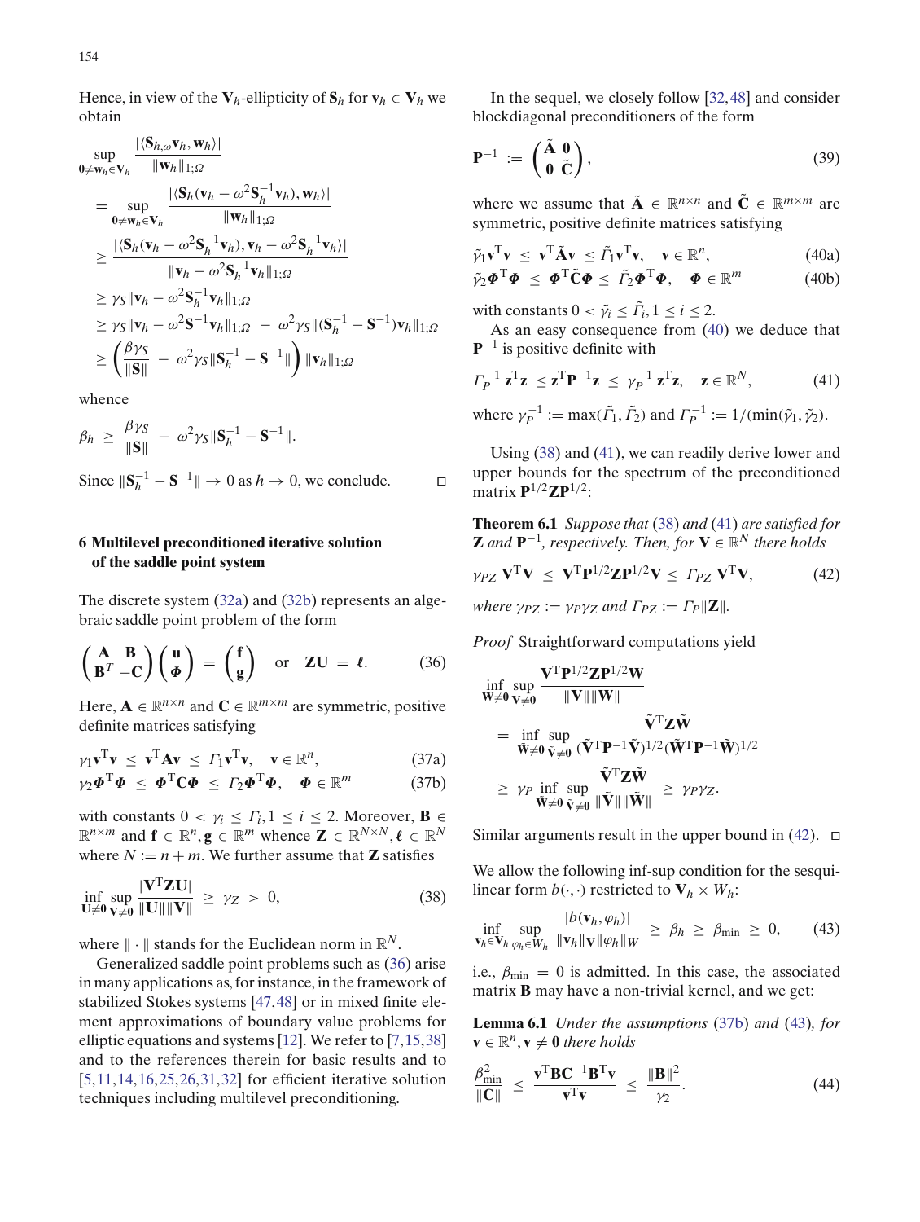Hence, in view of the $\mathbf{V}_h$-ellipticity of $\mathbf{S}_h$ for $\mathbf{v}_h \in \mathbf{V}_h$ we obtain

$$
\begin{aligned}
&\sup_{\mathbf{0}\neq\mathbf{w}_h\in\mathbf{V}_h} \frac{|\langle \mathbf{S}_{h,\omega}\mathbf{v}_h, \mathbf{w}_h\rangle|}{\|\mathbf{w}_h\|_{1;\Omega}} \\
&= \sup_{\mathbf{0}\neq\mathbf{w}_h\in\mathbf{V}_h} \frac{|\langle \mathbf{S}_h(\mathbf{v}_h - \omega^2\mathbf{S}_h^{-1}\mathbf{v}_h), \mathbf{w}_h\rangle|}{\|\mathbf{w}_h\|_{1;\Omega}} \\
&\geq \frac{|\langle \mathbf{S}_h(\mathbf{v}_h - \omega^2\mathbf{S}_h^{-1}\mathbf{v}_h), \mathbf{v}_h - \omega^2\mathbf{S}_h^{-1}\mathbf{v}_h\rangle|}{\|\mathbf{v}_h - \omega^2\mathbf{S}_h^{-1}\mathbf{v}_h\|_{1;\Omega}} \\
&\geq \gamma_S\|\mathbf{v}_h - \omega^2\mathbf{S}_h^{-1}\mathbf{v}_h\|_{1;\Omega} \\
&\geq \gamma_S\|\mathbf{v}_h - \omega^2\mathbf{S}^{-1}\mathbf{v}_h\|_{1;\Omega} \; - \; \omega^2\gamma_S\|(\mathbf{S}_h^{-1} - \mathbf{S}^{-1})\mathbf{v}_h\|_{1;\Omega} \\
&\geq \left(\frac{\beta\gamma_S}{\|\mathbf{S}\|} \; - \; \omega^2\gamma_S\|\mathbf{S}_h^{-1} - \mathbf{S}^{-1}\|\right)\|\mathbf{v}_h\|_{1;\Omega}
\end{aligned}
$$

whence

$$
\beta_h \;\geq\; \frac{\beta\gamma_S}{\|\mathbf{S}\|} \; - \; \omega^2\gamma_S\|\mathbf{S}_h^{-1} - \mathbf{S}^{-1}\|.
$$

Since $\|\mathbf{S}_h^{-1} - \mathbf{S}^{-1}\| \to 0$ as $h \to 0$, we conclude. □

## 6 Multilevel preconditioned iterative solution of the saddle point system

The discrete system (32a) and (32b) represents an algebraic saddle point problem of the form

$$
\begin{pmatrix} \mathbf{A} & \mathbf{B} \\ \mathbf{B}^T & -\mathbf{C} \end{pmatrix}\begin{pmatrix} \mathbf{u} \\ \boldsymbol{\Phi} \end{pmatrix} = \begin{pmatrix} \mathbf{f} \\ \mathbf{g} \end{pmatrix} \quad \text{or} \quad \mathbf{Z}\mathbf{U} \;=\; \boldsymbol{\ell}. \tag{36}
$$

Here, $\mathbf{A} \in \mathbb{R}^{n\times n}$ and $\mathbf{C} \in \mathbb{R}^{m\times m}$ are symmetric, positive definite matrices satisfying

$$
\gamma_1\mathbf{v}^T\mathbf{v} \;\leq\; \mathbf{v}^T\mathbf{A}\mathbf{v} \;\leq\; \Gamma_1\mathbf{v}^T\mathbf{v}, \quad \mathbf{v} \in \mathbb{R}^n, \tag{37a}
$$

$$
\gamma_2\boldsymbol{\Phi}^T\boldsymbol{\Phi} \;\leq\; \boldsymbol{\Phi}^T\mathbf{C}\boldsymbol{\Phi} \;\leq\; \Gamma_2\boldsymbol{\Phi}^T\boldsymbol{\Phi}, \quad \boldsymbol{\Phi} \in \mathbb{R}^m \tag{37b}
$$

with constants $0 < \gamma_i \leq \Gamma_i, 1 \leq i \leq 2$. Moreover, $\mathbf{B} \in \mathbb{R}^{n\times m}$ and $\mathbf{f} \in \mathbb{R}^n, \mathbf{g} \in \mathbb{R}^m$ whence $\mathbf{Z} \in \mathbb{R}^{N\times N}, \boldsymbol{\ell} \in \mathbb{R}^N$ where $N := n + m$. We further assume that $\mathbf{Z}$ satisfies

$$
\inf_{\mathbf{U}\neq\mathbf{0}}\sup_{\mathbf{V}\neq\mathbf{0}} \frac{|\mathbf{V}^T\mathbf{Z}\mathbf{U}|}{\|\mathbf{U}\|\|\mathbf{V}\|} \;\geq\; \gamma_Z \;>\; 0, \tag{38}
$$

where $\|\cdot\|$ stands for the Euclidean norm in $\mathbb{R}^N$.

Generalized saddle point problems such as (36) arise in many applications as, for instance, in the framework of stabilized Stokes systems [47,48] or in mixed finite element approximations of boundary value problems for elliptic equations and systems [12]. We refer to [7,15,38] and to the references therein for basic results and to [5,11,14,16,25,26,31,32] for efficient iterative solution techniques including multilevel preconditioning.

In the sequel, we closely follow [32,48] and consider blockdiagonal preconditioners of the form

$$
\mathbf{P}^{-1} \;:=\; \begin{pmatrix} \tilde{\mathbf{A}} & \mathbf{0} \\ \mathbf{0} & \tilde{\mathbf{C}} \end{pmatrix}, \tag{39}
$$

where we assume that $\tilde{\mathbf{A}} \in \mathbb{R}^{n\times n}$ and $\tilde{\mathbf{C}} \in \mathbb{R}^{m\times m}$ are symmetric, positive definite matrices satisfying

$$
\tilde{\gamma}_1\mathbf{v}^T\mathbf{v} \;\leq\; \mathbf{v}^T\tilde{\mathbf{A}}\mathbf{v} \;\leq\; \tilde{\Gamma}_1\mathbf{v}^T\mathbf{v}, \quad \mathbf{v} \in \mathbb{R}^n, \tag{40a}
$$

$$
\tilde{\gamma}_2\boldsymbol{\Phi}^T\boldsymbol{\Phi} \;\leq\; \boldsymbol{\Phi}^T\tilde{\mathbf{C}}\boldsymbol{\Phi} \;\leq\; \tilde{\Gamma}_2\boldsymbol{\Phi}^T\boldsymbol{\Phi}, \quad \boldsymbol{\Phi} \in \mathbb{R}^m \tag{40b}
$$

with constants $0 < \tilde{\gamma}_i \leq \tilde{\Gamma}_i, 1 \leq i \leq 2$.

As an easy consequence from (40) we deduce that $\mathbf{P}^{-1}$ is positive definite with

$$
\Gamma_P^{-1}\,\mathbf{z}^T\mathbf{z} \;\leq\; \mathbf{z}^T\mathbf{P}^{-1}\mathbf{z} \;\leq\; \gamma_P^{-1}\,\mathbf{z}^T\mathbf{z}, \quad \mathbf{z} \in \mathbb{R}^N, \tag{41}
$$

where $\gamma_P^{-1} := \max(\tilde{\Gamma}_1, \tilde{\Gamma}_2)$ and $\Gamma_P^{-1} := 1/(\min(\tilde{\gamma}_1, \tilde{\gamma}_2)$.

Using (38) and (41), we can readily derive lower and upper bounds for the spectrum of the preconditioned matrix $\mathbf{P}^{1/2}\mathbf{Z}\mathbf{P}^{1/2}$:

**Theorem 6.1** *Suppose that* (38) *and* (41) *are satisfied for* $\mathbf{Z}$ *and* $\mathbf{P}^{-1}$*, respectively. Then, for* $\mathbf{V} \in \mathbb{R}^N$ *there holds*

$$
\gamma_{PZ}\,\mathbf{V}^T\mathbf{V} \;\leq\; \mathbf{V}^T\mathbf{P}^{1/2}\mathbf{Z}\mathbf{P}^{1/2}\mathbf{V} \leq\; \Gamma_{PZ}\,\mathbf{V}^T\mathbf{V}, \tag{42}
$$

*where* $\gamma_{PZ} := \gamma_P\gamma_Z$ *and* $\Gamma_{PZ} := \Gamma_P\|\mathbf{Z}\|$.

*Proof* Straightforward computations yield

$$
\begin{aligned}
&\inf_{\mathbf{W}\neq\mathbf{0}}\sup_{\mathbf{V}\neq\mathbf{0}} \frac{\mathbf{V}^T\mathbf{P}^{1/2}\mathbf{Z}\mathbf{P}^{1/2}\mathbf{W}}{\|\mathbf{V}\|\|\mathbf{W}\|} \\
&= \inf_{\tilde{\mathbf{W}}\neq\mathbf{0}}\sup_{\tilde{\mathbf{V}}\neq\mathbf{0}} \frac{\tilde{\mathbf{V}}^T\mathbf{Z}\tilde{\mathbf{W}}}{(\tilde{\mathbf{V}}^T\mathbf{P}^{-1}\tilde{\mathbf{V}})^{1/2}(\tilde{\mathbf{W}}^T\mathbf{P}^{-1}\tilde{\mathbf{W}})^{1/2}} \\
&\geq \gamma_P \inf_{\tilde{\mathbf{W}}\neq\mathbf{0}}\sup_{\tilde{\mathbf{V}}\neq\mathbf{0}} \frac{\tilde{\mathbf{V}}^T\mathbf{Z}\tilde{\mathbf{W}}}{\|\tilde{\mathbf{V}}\|\|\tilde{\mathbf{W}}\|} \;\geq\; \gamma_P\gamma_Z.
\end{aligned}
$$

Similar arguments result in the upper bound in (42). □

We allow the following inf-sup condition for the sesquilinear form $b(\cdot,\cdot)$ restricted to $\mathbf{V}_h \times W_h$:

$$
\inf_{\mathbf{v}_h\in\mathbf{V}_h}\sup_{\varphi_h\in W_h} \frac{|b(\mathbf{v}_h, \varphi_h)|}{\|\mathbf{v}_h\|_{\mathbf{V}}\|\varphi_h\|_W} \;\geq\; \beta_h \;\geq\; \beta_{\min} \;\geq\; 0, \tag{43}
$$

i.e., $\beta_{\min} = 0$ is admitted. In this case, the associated matrix $\mathbf{B}$ may have a non-trivial kernel, and we get:

**Lemma 6.1** *Under the assumptions* (37b) *and* (43)*, for* $\mathbf{v} \in \mathbb{R}^n, \mathbf{v} \neq \mathbf{0}$ *there holds*

$$
\frac{\beta_{\min}^2}{\|\mathbf{C}\|} \;\leq\; \frac{\mathbf{v}^T\mathbf{B}\mathbf{C}^{-1}\mathbf{B}^T\mathbf{v}}{\mathbf{v}^T\mathbf{v}} \;\leq\; \frac{\|\mathbf{B}\|^2}{\gamma_2}. \tag{44}
$$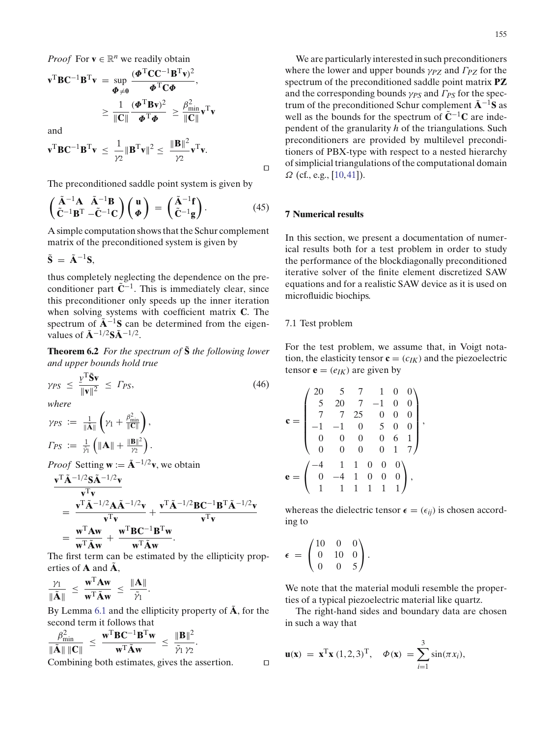*Proof* For $\mathbf{v} \in \mathbb{R}^n$ we readily obtain

$$\mathbf{v}^{\mathrm{T}}\mathbf{B}\mathbf{C}^{-1}\mathbf{B}^{\mathrm{T}}\mathbf{v} \;=\; \sup_{\boldsymbol{\Phi}\neq\mathbf{0}} \frac{(\boldsymbol{\Phi}^{\mathrm{T}}\mathbf{C}\mathbf{C}^{-1}\mathbf{B}^{\mathrm{T}}\mathbf{v})^2}{\boldsymbol{\Phi}^{\mathrm{T}}\mathbf{C}\boldsymbol{\Phi}},$$

$$\geq \frac{1}{\|\mathbf{C}\|}\frac{(\boldsymbol{\Phi}^{\mathrm{T}}\mathbf{B}\mathbf{v})^2}{\boldsymbol{\Phi}^{\mathrm{T}}\boldsymbol{\Phi}} \;\geq\; \frac{\beta_{\min}^2}{\|\mathbf{C}\|}\mathbf{v}^{\mathrm{T}}\mathbf{v}$$

and

$$\mathbf{v}^{\mathrm{T}}\mathbf{B}\mathbf{C}^{-1}\mathbf{B}^{\mathrm{T}}\mathbf{v} \;\leq\; \frac{1}{\gamma_2}\|\mathbf{B}^{\mathrm{T}}\mathbf{v}\|^2 \;\leq\; \frac{\|\mathbf{B}\|^2}{\gamma_2}\mathbf{v}^{\mathrm{T}}\mathbf{v}.$$

□

The preconditioned saddle point system is given by

$$\begin{pmatrix} \tilde{\mathbf{A}}^{-1}\mathbf{A} & \tilde{\mathbf{A}}^{-1}\mathbf{B} \\ \tilde{\mathbf{C}}^{-1}\mathbf{B}^{\mathrm{T}} & -\tilde{\mathbf{C}}^{-1}\mathbf{C} \end{pmatrix} \begin{pmatrix} \mathbf{u} \\ \boldsymbol{\Phi} \end{pmatrix} \;=\; \begin{pmatrix} \tilde{\mathbf{A}}^{-1}\mathbf{f} \\ \tilde{\mathbf{C}}^{-1}\mathbf{g} \end{pmatrix}. \tag{45}$$

A simple computation shows that the Schur complement matrix of the preconditioned system is given by

$$\tilde{\mathbf{S}} \;=\; \tilde{\mathbf{A}}^{-1}\mathbf{S},$$

thus completely neglecting the dependence on the preconditioner part $\tilde{\mathbf{C}}^{-1}$. This is immediately clear, since this preconditioner only speeds up the inner iteration when solving systems with coefficient matrix $\mathbf{C}$. The spectrum of $\tilde{\mathbf{A}}^{-1}\mathbf{S}$ can be determined from the eigenvalues of $\tilde{\mathbf{A}}^{-1/2}\mathbf{S}\tilde{\mathbf{A}}^{-1/2}$.

**Theorem 6.2** *For the spectrum of* $\tilde{\mathbf{S}}$ *the following lower and upper bounds hold true*

$$\gamma_{PS} \;\leq\; \frac{v^{\mathrm{T}}\tilde{\mathbf{S}}\mathbf{v}}{\|\mathbf{v}\|^2} \;\leq\; \Gamma_{PS}, \tag{46}$$

*where*

$$\gamma_{PS} \;:=\; \tfrac{1}{\|\tilde{\mathbf{A}}\|}\left(\gamma_1 + \tfrac{\beta_{\min}^2}{\|\mathbf{C}\|}\right),$$

$$\Gamma_{PS} \;:=\; \tfrac{1}{\tilde{\gamma}_1}\left(\|\mathbf{A}\| + \tfrac{\|\mathbf{B}\|^2}{\gamma_2}\right).$$

*Proof* Setting $\mathbf{w} := \tilde{\mathbf{A}}^{-1/2}\mathbf{v}$, we obtain

$$\frac{\mathbf{v}^{\mathrm{T}}\tilde{\mathbf{A}}^{-1/2}\mathbf{S}\tilde{\mathbf{A}}^{-1/2}\mathbf{v}}{\mathbf{v}^{\mathrm{T}}\mathbf{v}}$$

$$= \frac{\mathbf{v}^{\mathrm{T}}\tilde{\mathbf{A}}^{-1/2}\mathbf{A}\tilde{\mathbf{A}}^{-1/2}\mathbf{v}}{\mathbf{v}^{\mathrm{T}}\mathbf{v}} + \frac{\mathbf{v}^{\mathrm{T}}\tilde{\mathbf{A}}^{-1/2}\mathbf{B}\mathbf{C}^{-1}\mathbf{B}^{\mathrm{T}}\tilde{\mathbf{A}}^{-1/2}\mathbf{v}}{\mathbf{v}^{\mathrm{T}}\mathbf{v}}$$

$$= \frac{\mathbf{w}^{\mathrm{T}}\mathbf{A}\mathbf{w}}{\mathbf{w}^{\mathrm{T}}\tilde{\mathbf{A}}\mathbf{w}} + \frac{\mathbf{w}^{\mathrm{T}}\mathbf{B}\mathbf{C}^{-1}\mathbf{B}^{\mathrm{T}}\mathbf{w}}{\mathbf{w}^{\mathrm{T}}\tilde{\mathbf{A}}\mathbf{w}}.$$

The first term can be estimated by the ellipticity properties of $\mathbf{A}$ and $\tilde{\mathbf{A}}$,

$$\frac{\gamma_1}{\|\tilde{\mathbf{A}}\|} \;\leq\; \frac{\mathbf{w}^{\mathrm{T}}\mathbf{A}\mathbf{w}}{\mathbf{w}^{\mathrm{T}}\tilde{\mathbf{A}}\mathbf{w}} \;\leq\; \frac{\|\mathbf{A}\|}{\tilde{\gamma}_1}.$$

By Lemma 6.1 and the ellipticity property of $\tilde{\mathbf{A}}$, for the second term it follows that

$$\frac{\beta_{\min}^2}{\|\tilde{\mathbf{A}}\|\,\|\mathbf{C}\|} \;\leq\; \frac{\mathbf{w}^{\mathrm{T}}\mathbf{B}\mathbf{C}^{-1}\mathbf{B}^{\mathrm{T}}\mathbf{w}}{\mathbf{w}^{\mathrm{T}}\tilde{\mathbf{A}}\mathbf{w}} \;\leq\; \frac{\|\mathbf{B}\|^2}{\tilde{\gamma}_1\,\gamma_2}.$$

Combining both estimates, gives the assertion. □

We are particularly interested in such preconditioners where the lower and upper bounds $\gamma_{PZ}$ and $\Gamma_{PZ}$ for the spectrum of the preconditioned saddle point matrix $\mathbf{PZ}$ and the corresponding bounds $\gamma_{PS}$ and $\Gamma_{PS}$ for the spectrum of the preconditioned Schur complement $\tilde{\mathbf{A}}^{-1}\mathbf{S}$ as well as the bounds for the spectrum of $\tilde{\mathbf{C}}^{-1}\mathbf{C}$ are independent of the granularity $h$ of the triangulations. Such preconditioners are provided by multilevel preconditioners of PBX-type with respect to a nested hierarchy of simplicial triangulations of the computational domain $\Omega$ (cf., e.g., [10,41]).

## 7 Numerical results

In this section, we present a documentation of numerical results both for a test problem in order to study the performance of the blockdiagonally preconditioned iterative solver of the finite element discretized SAW equations and for a realistic SAW device as it is used on microfluidic biochips.

### 7.1 Test problem

For the test problem, we assume that, in Voigt notation, the elasticity tensor $\mathbf{c} = (c_{IK})$ and the piezoelectric tensor $\mathbf{e} = (e_{IK})$ are given by

$$\mathbf{c} = \begin{pmatrix} 20 & 5 & 7 & 1 & 0 & 0 \\ 5 & 20 & 7 & -1 & 0 & 0 \\ 7 & 7 & 25 & 0 & 0 & 0 \\ -1 & -1 & 0 & 5 & 0 & 0 \\ 0 & 0 & 0 & 0 & 6 & 1 \\ 0 & 0 & 0 & 0 & 1 & 7 \end{pmatrix},$$

$$\mathbf{e} = \begin{pmatrix} -4 & 1 & 1 & 0 & 0 & 0 \\ 0 & -4 & 1 & 0 & 0 & 0 \\ 1 & 1 & 1 & 1 & 1 & 1 \end{pmatrix},$$

whereas the dielectric tensor $\boldsymbol{\epsilon} = (\epsilon_{ij})$ is chosen according to

$$\boldsymbol{\epsilon} \;=\; \begin{pmatrix} 10 & 0 & 0 \\ 0 & 10 & 0 \\ 0 & 0 & 5 \end{pmatrix}.$$

We note that the material moduli resemble the properties of a typical piezoelectric material like quartz.

The right-hand sides and boundary data are chosen in such a way that

$$\mathbf{u}(\mathbf{x}) \;=\; \mathbf{x}^{\mathrm{T}}\mathbf{x}\,(1,2,3)^{\mathrm{T}}, \quad \Phi(\mathbf{x}) \;=\; \sum_{i=1}^{3}\sin(\pi x_i),$$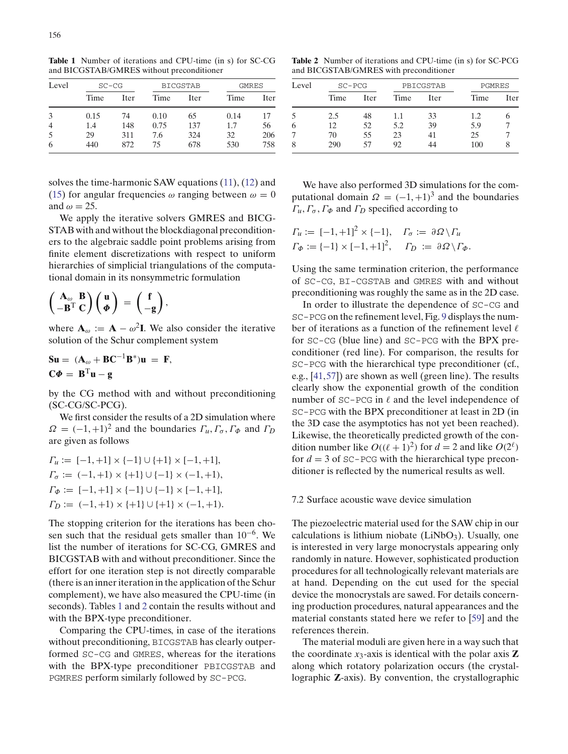**Table 1** Number of iterations and CPU-time (in s) for SC-CG and BICGSTAB/GMRES without preconditioner

| Level | SC-CG | | BICGSTAB | | GMRES | |
|---|---|---|---|---|---|---|
| | Time | Iter | Time | Iter | Time | Iter |
| 3 | 0.15 | 74 | 0.10 | 65 | 0.14 | 17 |
| 4 | 1.4 | 148 | 0.75 | 137 | 1.7 | 56 |
| 5 | 29 | 311 | 7.6 | 324 | 32 | 206 |
| 6 | 440 | 872 | 75 | 678 | 530 | 758 |

solves the time-harmonic SAW equations (11), (12) and (15) for angular frequencies $\omega$ ranging between $\omega = 0$ and $\omega = 25$.

We apply the iterative solvers GMRES and BICGSTAB with and without the blockdiagonal preconditioners to the algebraic saddle point problems arising from finite element discretizations with respect to uniform hierarchies of simplicial triangulations of the computational domain in its nonsymmetric formulation

$$\begin{pmatrix} \mathbf{A}_\omega & \mathbf{B} \\ -\mathbf{B}^{\mathrm{T}} & \mathbf{C} \end{pmatrix} \begin{pmatrix} \mathbf{u} \\ \boldsymbol{\Phi} \end{pmatrix} = \begin{pmatrix} \mathbf{f} \\ -\mathbf{g} \end{pmatrix},$$

where $\mathbf{A}_\omega := \mathbf{A} - \omega^2 \mathbf{I}$. We also consider the iterative solution of the Schur complement system

$$\mathbf{S}\mathbf{u} = (\mathbf{A}_\omega + \mathbf{B}\mathbf{C}^{-1}\mathbf{B}^*)\mathbf{u} = \mathbf{F},$$
$$\mathbf{C}\boldsymbol{\Phi} = \mathbf{B}^{\mathrm{T}}\mathbf{u} - \mathbf{g}$$

by the CG method with and without preconditioning (SC-CG/SC-PCG).

We first consider the results of a 2D simulation where $\Omega = (-1,+1)^2$ and the boundaries $\Gamma_u, \Gamma_\sigma, \Gamma_\Phi$ and $\Gamma_D$ are given as follows

$$\Gamma_u := [-1,+1] \times \{-1\} \cup \{+1\} \times [-1,+1],$$
$$\Gamma_\sigma := (-1,+1) \times \{+1\} \cup \{-1\} \times (-1,+1),$$
$$\Gamma_\Phi := [-1,+1] \times \{-1\} \cup \{-1\} \times [-1,+1],$$
$$\Gamma_D := (-1,+1) \times \{+1\} \cup \{+1\} \times (-1,+1).$$

The stopping criterion for the iterations has been chosen such that the residual gets smaller than $10^{-6}$. We list the number of iterations for SC-CG, GMRES and BICGSTAB with and without preconditioner. Since the effort for one iteration step is not directly comparable (there is an inner iteration in the application of the Schur complement), we have also measured the CPU-time (in seconds). Tables 1 and 2 contain the results without and with the BPX-type preconditioner.

Comparing the CPU-times, in case of the iterations without preconditioning, BICGSTAB has clearly outperformed SC-CG and GMRES, whereas for the iterations with the BPX-type preconditioner PBICGSTAB and PGMRES perform similarly followed by SC-PCG.

**Table 2** Number of iterations and CPU-time (in s) for SC-PCG and BICGSTAB/GMRES with preconditioner

| Level | SC-PCG | | PBICGSTAB | | PGMRES | |
|---|---|---|---|---|---|---|
| | Time | Iter | Time | Iter | Time | Iter |
| 5 | 2.5 | 48 | 1.1 | 33 | 1.2 | 6 |
| 6 | 12 | 52 | 5.2 | 39 | 5.9 | 7 |
| 7 | 70 | 55 | 23 | 41 | 25 | 7 |
| 8 | 290 | 57 | 92 | 44 | 100 | 8 |

We have also performed 3D simulations for the computational domain $\Omega = (-1,+1)^3$ and the boundaries $\Gamma_u, \Gamma_\sigma, \Gamma_\Phi$ and $\Gamma_D$ specified according to

$$\Gamma_u := [-1,+1]^2 \times \{-1\}, \quad \Gamma_\sigma := \partial\Omega \setminus \Gamma_u$$
$$\Gamma_\Phi := \{-1\} \times [-1,+1]^2, \quad \Gamma_D := \partial\Omega \setminus \Gamma_\Phi.$$

Using the same termination criterion, the performance of SC-CG, BI-CGSTAB and GMRES with and without preconditioning was roughly the same as in the 2D case.

In order to illustrate the dependence of SC-CG and SC-PCG on the refinement level, Fig. 9 displays the number of iterations as a function of the refinement level $\ell$ for SC-CG (blue line) and SC-PCG with the BPX preconditioner (red line). For comparison, the results for SC-PCG with the hierarchical type preconditioner (cf., e.g., [41,57]) are shown as well (green line). The results clearly show the exponential growth of the condition number of SC-PCG in $\ell$ and the level independence of SC-PCG with the BPX preconditioner at least in 2D (in the 3D case the asymptotics has not yet been reached). Likewise, the theoretically predicted growth of the condition number like $O((\ell+1)^2)$ for $d = 2$ and like $O(2^\ell)$ for $d = 3$ of SC-PCG with the hierarchical type preconditioner is reflected by the numerical results as well.

### 7.2 Surface acoustic wave device simulation

The piezoelectric material used for the SAW chip in our calculations is lithium niobate ($LiNbO_3$). Usually, one is interested in very large monocrystals appearing only randomly in nature. However, sophisticated production procedures for all technologically relevant materials are at hand. Depending on the cut used for the special device the monocrystals are sawed. For details concerning production procedures, natural appearances and the material constants stated here we refer to [59] and the references therein.

The material moduli are given here in a way such that the coordinate $x_3$-axis is identical with the polar axis **Z** along which rotatory polarization occurs (the crystallographic **Z**-axis). By convention, the crystallographic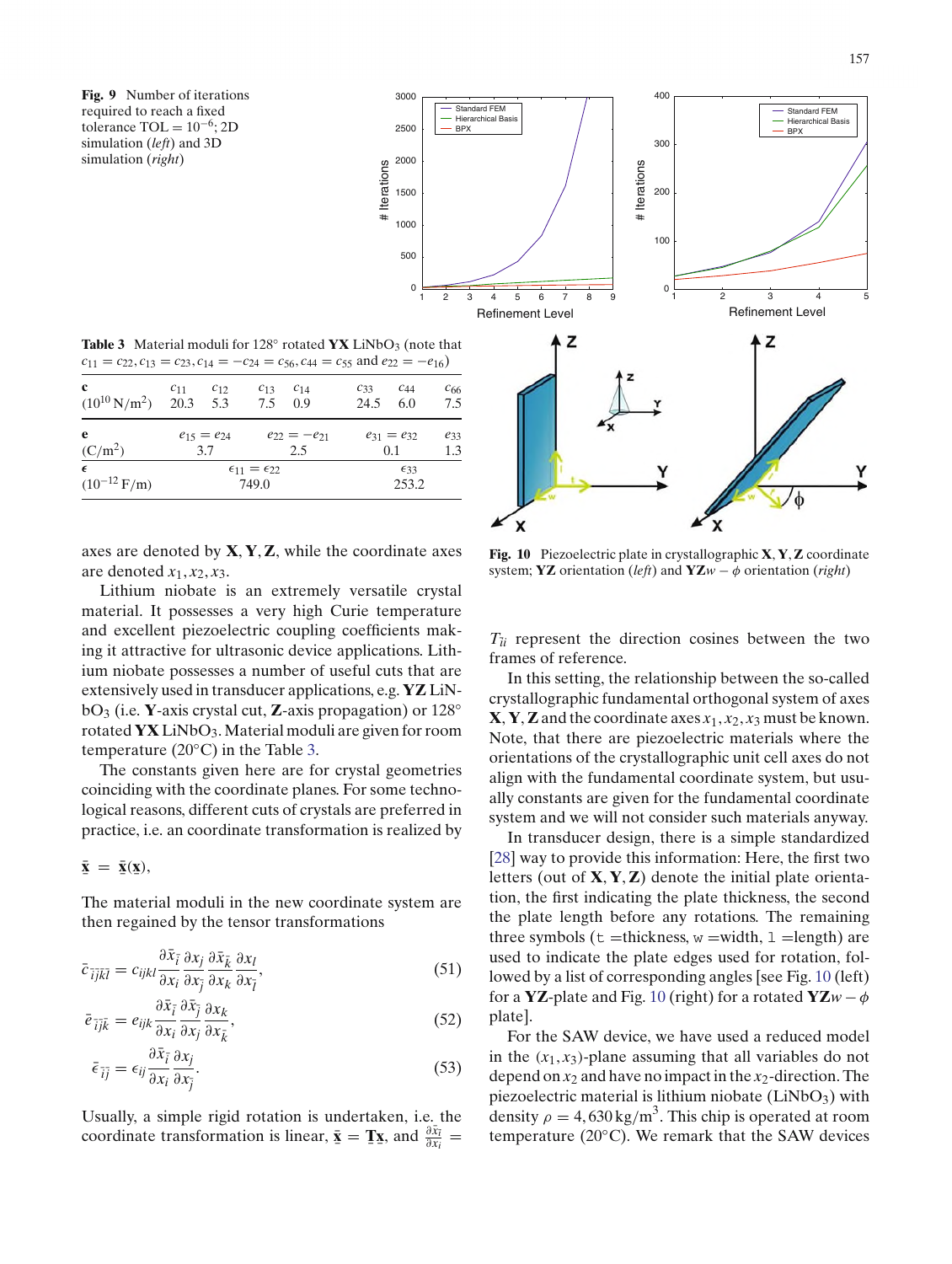**Fig. 9** Number of iterations required to reach a fixed tolerance TOL $= 10^{-6}$; 2D simulation (*left*) and 3D simulation (*right*)

**Table 3** Material moduli for 128° rotated **YX** $LiNbO_3$ (note that $c_{11} = c_{22}, c_{13} = c_{23}, c_{14} = -c_{24} = c_{56}, c_{44} = c_{55}$ and $e_{22} = -e_{16}$)

| **c** ($10^{10}$ N/m$^2$) | $c_{11}$ 20.3 | $c_{12}$ 5.3 | $c_{13}$ 7.5 | $c_{14}$ 0.9 | $c_{33}$ 24.5 | $c_{44}$ 6.0 | $c_{66}$ 7.5 |
|---|---|---|---|---|---|---|---|
| **e** (C/m$^2$) | $e_{15} = e_{24}$ 3.7 | | $e_{22} = -e_{21}$ 2.5 | | $e_{31} = e_{32}$ 0.1 | | $e_{33}$ 1.3 |
| **ϵ** ($10^{-12}$ F/m) | $\epsilon_{11} = \epsilon_{22}$ 749.0 | | | | $\epsilon_{33}$ 253.2 | | |

axes are denoted by **X**, **Y**, **Z**, while the coordinate axes are denoted $x_1, x_2, x_3$.

Lithium niobate is an extremely versatile crystal material. It possesses a very high Curie temperature and excellent piezoelectric coupling coefficients making it attractive for ultrasonic device applications. Lithium niobate possesses a number of useful cuts that are extensively used in transducer applications, e.g. **YZ** $LiNbO_3$ (i.e. **Y**-axis crystal cut, **Z**-axis propagation) or 128° rotated **YX** $LiNbO_3$. Material moduli are given for room temperature (20°C) in the Table 3.

The constants given here are for crystal geometries coinciding with the coordinate planes. For some technological reasons, different cuts of crystals are preferred in practice, i.e. an coordinate transformation is realized by

$$\bar{\mathbf{x}} = \bar{\mathbf{x}}(\mathbf{x}),$$

The material moduli in the new coordinate system are then regained by the tensor transformations

$$\bar{c}_{\bar{i}\bar{j}\bar{k}\bar{l}} = c_{ijkl} \frac{\partial \bar{x}_{\bar{i}}}{\partial x_i} \frac{\partial x_j}{\partial \bar{x}_{\bar{j}}} \frac{\partial \bar{x}_{\bar{k}}}{\partial x_k} \frac{\partial x_l}{\partial \bar{x}_{\bar{l}}}, \tag{51}$$

$$\bar{e}_{\bar{i}\bar{j}\bar{k}} = e_{ijk} \frac{\partial \bar{x}_{\bar{i}}}{\partial x_i} \frac{\partial \bar{x}_{\bar{j}}}{\partial x_j} \frac{\partial x_k}{\partial \bar{x}_{\bar{k}}}, \tag{52}$$

$$\bar{\epsilon}_{\bar{i}\bar{j}} = \epsilon_{ij} \frac{\partial \bar{x}_{\bar{i}}}{\partial x_i} \frac{\partial x_j}{\partial \bar{x}_{\bar{j}}}. \tag{53}$$

Usually, a simple rigid rotation is undertaken, i.e. the coordinate transformation is linear, $\bar{\mathbf{x}} = \underline{\mathbf{T}}\mathbf{x}$, and $\frac{\partial \bar{x}_{\bar{i}}}{\partial x_i} =$ $T_{\bar{i}i}$ represent the direction cosines between the two frames of reference.

**Fig. 10** Piezoelectric plate in crystallographic **X**, **Y**, **Z** coordinate system; **YZ** orientation (*left*) and **YZ**$w - \phi$ orientation (*right*)

In this setting, the relationship between the so-called crystallographic fundamental orthogonal system of axes **X**, **Y**, **Z** and the coordinate axes $x_1, x_2, x_3$ must be known. Note, that there are piezoelectric materials where the orientations of the crystallographic unit cell axes do not align with the fundamental coordinate system, but usually constants are given for the fundamental coordinate system and we will not consider such materials anyway.

In transducer design, there is a simple standardized [28] way to provide this information: Here, the first two letters (out of **X**, **Y**, **Z**) denote the initial plate orientation, the first indicating the plate thickness, the second the plate length before any rotations. The remaining three symbols (`t` =thickness, `w` =width, `l` =length) are used to indicate the plate edges used for rotation, followed by a list of corresponding angles [see Fig. 10 (left) for a **YZ**-plate and Fig. 10 (right) for a rotated **YZ**$w - \phi$ plate].

For the SAW device, we have used a reduced model in the $(x_1, x_3)$-plane assuming that all variables do not depend on $x_2$ and have no impact in the $x_2$-direction. The piezoelectric material is lithium niobate ($LiNbO_3$) with density $\rho = 4,630\,\text{kg/m}^3$. This chip is operated at room temperature (20°C). We remark that the SAW devices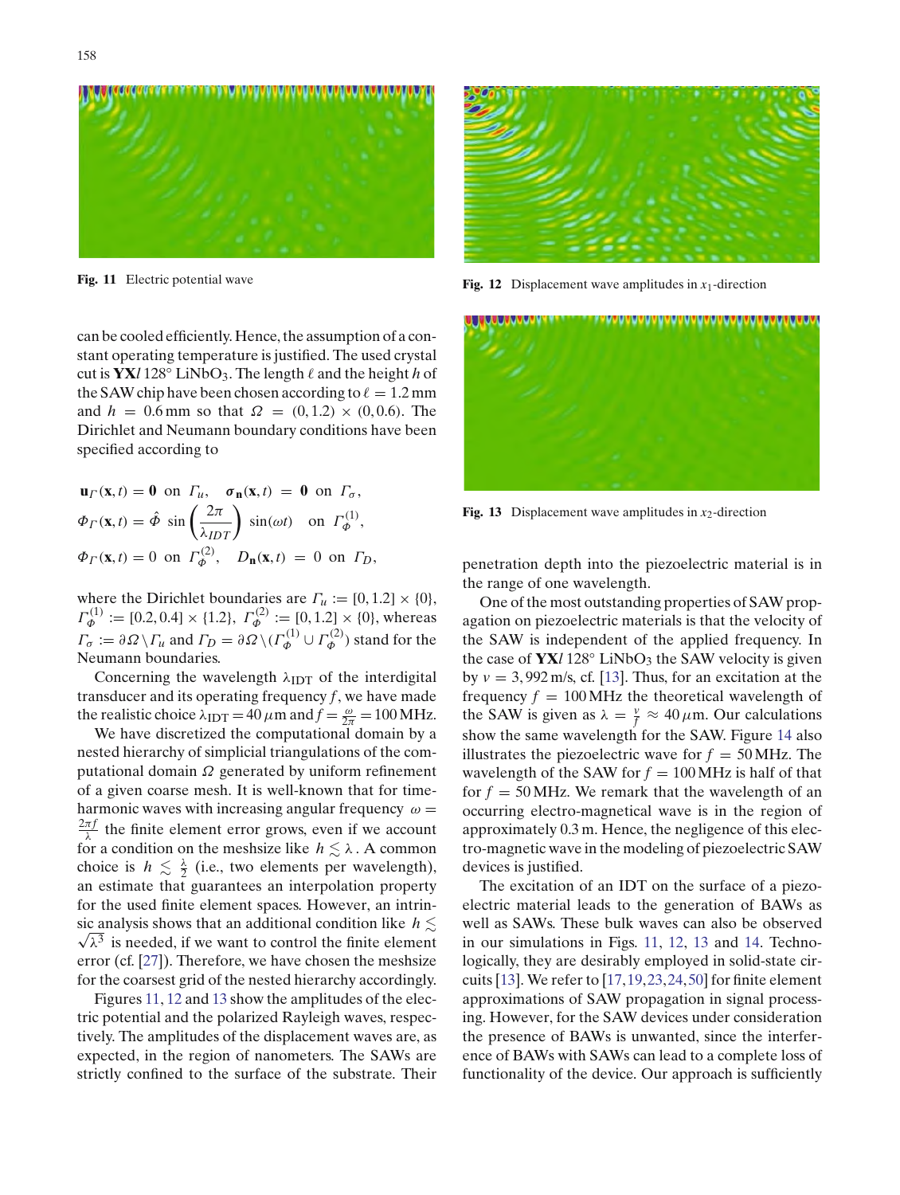Fig. 11 Electric potential wave

Fig. 12 Displacement wave amplitudes in $x_1$-direction

Fig. 13 Displacement wave amplitudes in $x_2$-direction

can be cooled efficiently. Hence, the assumption of a constant operating temperature is justified. The used crystal cut is **YX***l* 128° $LiNbO_3$. The length $\ell$ and the height $h$ of the SAW chip have been chosen according to $\ell = 1.2\,$mm and $h = 0.6\,$mm so that $\Omega = (0, 1.2) \times (0, 0.6)$. The Dirichlet and Neumann boundary conditions have been specified according to

$$\mathbf{u}_\Gamma(\mathbf{x}, t) = \mathbf{0} \text{ on } \Gamma_u, \quad \boldsymbol{\sigma}_\mathbf{n}(\mathbf{x}, t) = \mathbf{0} \text{ on } \Gamma_\sigma,$$

$$\Phi_\Gamma(\mathbf{x}, t) = \hat{\Phi} \sin\left(\frac{2\pi}{\lambda_{IDT}}\right) \sin(\omega t) \quad \text{on } \Gamma_\Phi^{(1)},$$

$$\Phi_\Gamma(\mathbf{x}, t) = 0 \text{ on } \Gamma_\Phi^{(2)}, \quad D_\mathbf{n}(\mathbf{x}, t) = 0 \text{ on } \Gamma_D,$$

where the Dirichlet boundaries are $\Gamma_u := [0, 1.2] \times \{0\}$, $\Gamma_\Phi^{(1)} := [0.2, 0.4] \times \{1.2\}$, $\Gamma_\Phi^{(2)} := [0, 1.2] \times \{0\}$, whereas $\Gamma_\sigma := \partial\Omega \backslash \Gamma_u$ and $\Gamma_D = \partial\Omega \backslash (\Gamma_\Phi^{(1)} \cup \Gamma_\Phi^{(2)})$ stand for the Neumann boundaries.

Concerning the wavelength $\lambda_{\text{IDT}}$ of the interdigital transducer and its operating frequency $f$, we have made the realistic choice $\lambda_{\text{IDT}} = 40\,\mu$m and $f = \frac{\omega}{2\pi} = 100\,$MHz.

We have discretized the computational domain by a nested hierarchy of simplicial triangulations of the computational domain $\Omega$ generated by uniform refinement of a given coarse mesh. It is well-known that for time-harmonic waves with increasing angular frequency $\omega = \frac{2\pi f}{\lambda}$ the finite element error grows, even if we account for a condition on the meshsize like $h \lesssim \lambda$. A common choice is $h \lesssim \frac{\lambda}{2}$ (i.e., two elements per wavelength), an estimate that guarantees an interpolation property for the used finite element spaces. However, an intrinsic analysis shows that an additional condition like $h \lesssim \sqrt{\lambda^3}$ is needed, if we want to control the finite element error (cf. [27]). Therefore, we have chosen the meshsize for the coarsest grid of the nested hierarchy accordingly.

Figures 11, 12 and 13 show the amplitudes of the electric potential and the polarized Rayleigh waves, respectively. The amplitudes of the displacement waves are, as expected, in the region of nanometers. The SAWs are strictly confined to the surface of the substrate. Their penetration depth into the piezoelectric material is in the range of one wavelength.

One of the most outstanding properties of SAW propagation on piezoelectric materials is that the velocity of the SAW is independent of the applied frequency. In the case of **YX***l* 128° $LiNbO_3$ the SAW velocity is given by $v = 3{,}992\,$m/s, cf. [13]. Thus, for an excitation at the frequency $f = 100\,$MHz the theoretical wavelength of the SAW is given as $\lambda = \frac{v}{f} \approx 40\,\mu$m. Our calculations show the same wavelength for the SAW. Figure 14 also illustrates the piezoelectric wave for $f = 50\,$MHz. The wavelength of the SAW for $f = 100\,$MHz is half of that for $f = 50\,$MHz. We remark that the wavelength of an occurring electro-magnetical wave is in the region of approximately 0.3 m. Hence, the negligence of this electro-magnetic wave in the modeling of piezoelectric SAW devices is justified.

The excitation of an IDT on the surface of a piezoelectric material leads to the generation of BAWs as well as SAWs. These bulk waves can also be observed in our simulations in Figs. 11, 12, 13 and 14. Technologically, they are desirably employed in solid-state circuits [13]. We refer to [17,19,23,24,50] for finite element approximations of SAW propagation in signal processing. However, for the SAW devices under consideration the presence of BAWs is unwanted, since the interference of BAWs with SAWs can lead to a complete loss of functionality of the device. Our approach is sufficiently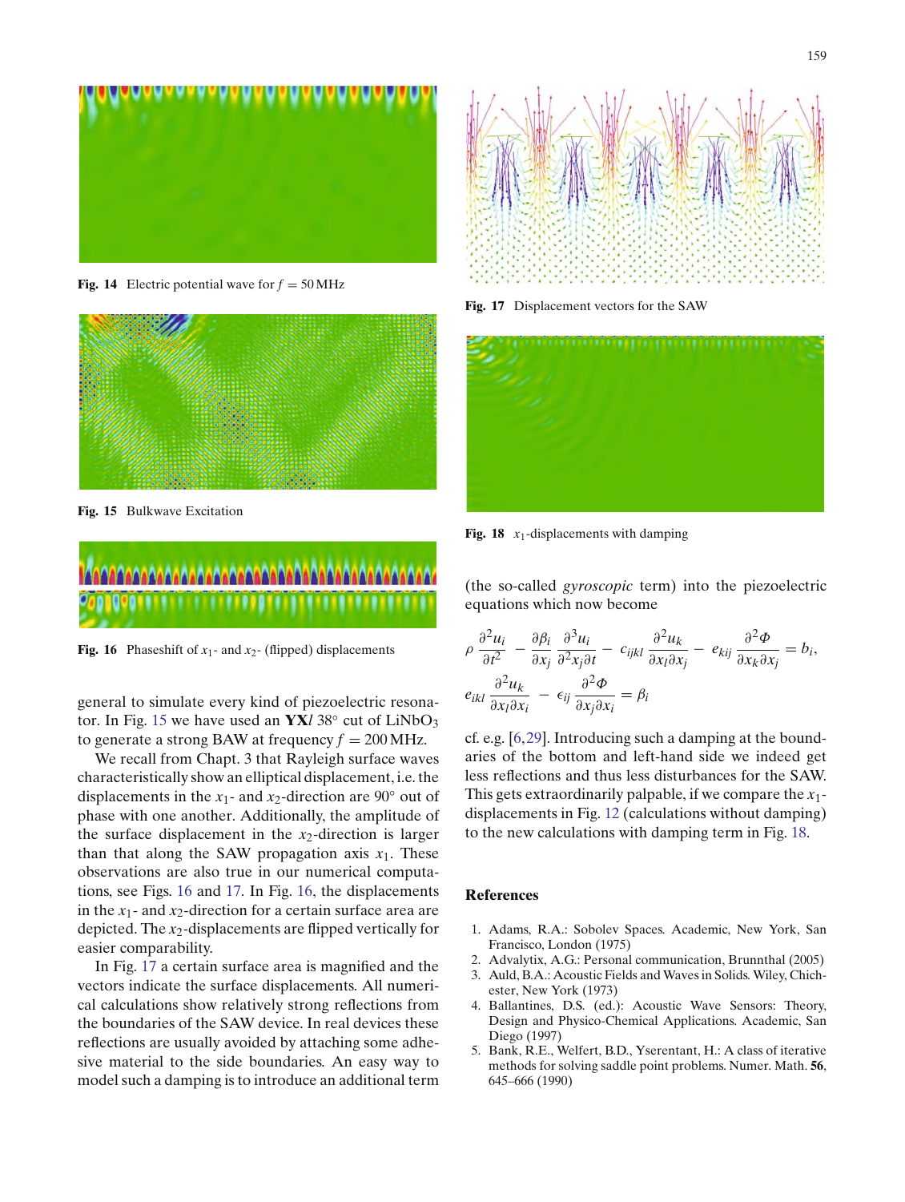Fig. 14 Electric potential wave for $f = 50\,\text{MHz}$

Fig. 15 Bulkwave Excitation

Fig. 16 Phaseshift of $x_1$- and $x_2$- (flipped) displacements

general to simulate every kind of piezoelectric resonator. In Fig. 15 we have used an **YX***l* 38° cut of $LiNbO_3$ to generate a strong BAW at frequency $f = 200\,\text{MHz}$.

We recall from Chapt. 3 that Rayleigh surface waves characteristically show an elliptical displacement, i.e. the displacements in the $x_1$- and $x_2$-direction are 90° out of phase with one another. Additionally, the amplitude of the surface displacement in the $x_2$-direction is larger than that along the SAW propagation axis $x_1$. These observations are also true in our numerical computations, see Figs. 16 and 17. In Fig. 16, the displacements in the $x_1$- and $x_2$-direction for a certain surface area are depicted. The $x_2$-displacements are flipped vertically for easier comparability.

In Fig. 17 a certain surface area is magnified and the vectors indicate the surface displacements. All numerical calculations show relatively strong reflections from the boundaries of the SAW device. In real devices these reflections are usually avoided by attaching some adhesive material to the side boundaries. An easy way to model such a damping is to introduce an additional term

Fig. 17 Displacement vectors for the SAW

Fig. 18 $x_1$-displacements with damping

(the so-called *gyroscopic* term) into the piezoelectric equations which now become

$$\rho\,\frac{\partial^2 u_i}{\partial t^2} - \frac{\partial \beta_i}{\partial x_j}\,\frac{\partial^3 u_i}{\partial^2 x_j \partial t} - c_{ijkl}\,\frac{\partial^2 u_k}{\partial x_l \partial x_j} - e_{kij}\,\frac{\partial^2 \Phi}{\partial x_k \partial x_j} = b_i,$$

$$e_{ikl}\,\frac{\partial^2 u_k}{\partial x_l \partial x_i} - \epsilon_{ij}\,\frac{\partial^2 \Phi}{\partial x_j \partial x_i} = \beta_i$$

cf. e.g. [6,29]. Introducing such a damping at the boundaries of the bottom and left-hand side we indeed get less reflections and thus less disturbances for the SAW. This gets extraordinarily palpable, if we compare the $x_1$-displacements in Fig. 12 (calculations without damping) to the new calculations with damping term in Fig. 18.

## References

1. Adams, R.A.: Sobolev Spaces. Academic, New York, San Francisco, London (1975)
2. Advalytix, A.G.: Personal communication, Brunnthal (2005)
3. Auld, B.A.: Acoustic Fields and Waves in Solids. Wiley, Chichester, New York (1973)
4. Ballantines, D.S. (ed.): Acoustic Wave Sensors: Theory, Design and Physico-Chemical Applications. Academic, San Diego (1997)
5. Bank, R.E., Welfert, B.D., Yserentant, H.: A class of iterative methods for solving saddle point problems. Numer. Math. **56**, 645–666 (1990)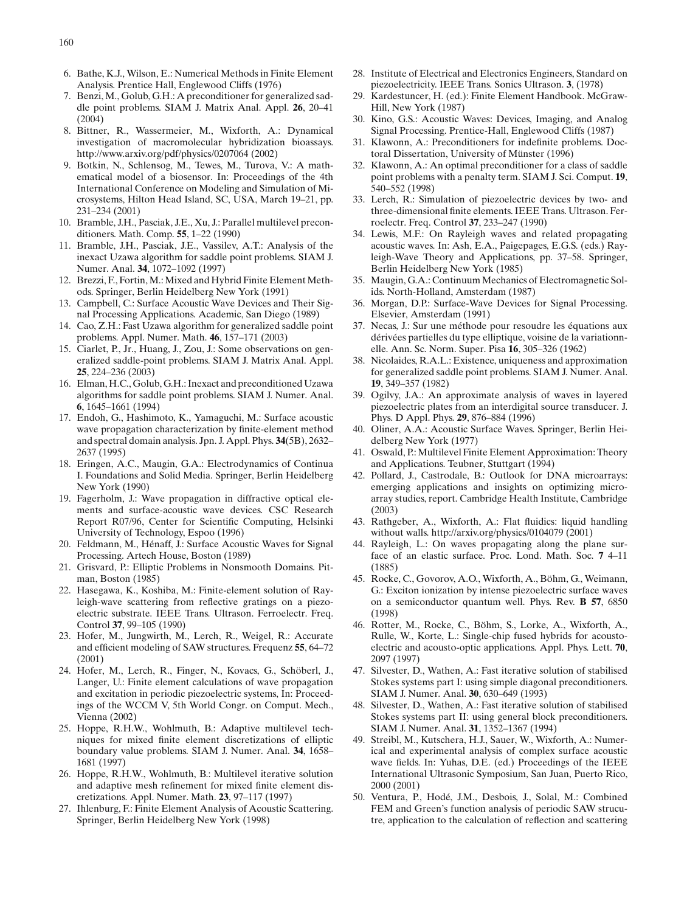6. Bathe, K.J., Wilson, E.: Numerical Methods in Finite Element Analysis. Prentice Hall, Englewood Cliffs (1976)
7. Benzi, M., Golub, G.H.: A preconditioner for generalized saddle point problems. SIAM J. Matrix Anal. Appl. **26**, 20–41 (2004)
8. Bittner, R., Wassermeier, M., Wixforth, A.: Dynamical investigation of macromolecular hybridization bioassays. http://www.arxiv.org/pdf/physics/0207064 (2002)
9. Botkin, N., Schlensog, M., Tewes, M., Turova, V.: A mathematical model of a biosensor. In: Proceedings of the 4th International Conference on Modeling and Simulation of Microsystems, Hilton Head Island, SC, USA, March 19–21, pp. 231–234 (2001)
10. Bramble, J.H., Pasciak, J.E., Xu, J.: Parallel multilevel preconditioners. Math. Comp. **55**, 1–22 (1990)
11. Bramble, J.H., Pasciak, J.E., Vassilev, A.T.: Analysis of the inexact Uzawa algorithm for saddle point problems. SIAM J. Numer. Anal. **34**, 1072–1092 (1997)
12. Brezzi, F., Fortin, M.: Mixed and Hybrid Finite Element Methods. Springer, Berlin Heidelberg New York (1991)
13. Campbell, C.: Surface Acoustic Wave Devices and Their Signal Processing Applications. Academic, San Diego (1989)
14. Cao, Z.H.: Fast Uzawa algorithm for generalized saddle point problems. Appl. Numer. Math. **46**, 157–171 (2003)
15. Ciarlet, P., Jr., Huang, J., Zou, J.: Some observations on generalized saddle-point problems. SIAM J. Matrix Anal. Appl. **25**, 224–236 (2003)
16. Elman, H.C., Golub, G.H.: Inexact and preconditioned Uzawa algorithms for saddle point problems. SIAM J. Numer. Anal. **6**, 1645–1661 (1994)
17. Endoh, G., Hashimoto, K., Yamaguchi, M.: Surface acoustic wave propagation characterization by finite-element method and spectral domain analysis. Jpn. J. Appl. Phys. **34**(5B), 2632–2637 (1995)
18. Eringen, A.C., Maugin, G.A.: Electrodynamics of Continua I. Foundations and Solid Media. Springer, Berlin Heidelberg New York (1990)
19. Fagerholm, J.: Wave propagation in diffractive optical elements and surface-acoustic wave devices. CSC Research Report R07/96, Center for Scientific Computing, Helsinki University of Technology, Espoo (1996)
20. Feldmann, M., Hénaff, J.: Surface Acoustic Waves for Signal Processing. Artech House, Boston (1989)
21. Grisvard, P.: Elliptic Problems in Nonsmooth Domains. Pitman, Boston (1985)
22. Hasegawa, K., Koshiba, M.: Finite-element solution of Rayleigh-wave scattering from reflective gratings on a piezoelectric substrate. IEEE Trans. Ultrason. Ferroelectr. Freq. Control **37**, 99–105 (1990)
23. Hofer, M., Jungwirth, M., Lerch, R., Weigel, R.: Accurate and efficient modeling of SAW structures. Frequenz **55**, 64–72 (2001)
24. Hofer, M., Lerch, R., Finger, N., Kovacs, G., Schöberl, J., Langer, U.: Finite element calculations of wave propagation and excitation in periodic piezoelectric systems, In: Proceedings of the WCCM V, 5th World Congr. on Comput. Mech., Vienna (2002)
25. Hoppe, R.H.W., Wohlmuth, B.: Adaptive multilevel techniques for mixed finite element discretizations of elliptic boundary value problems. SIAM J. Numer. Anal. **34**, 1658–1681 (1997)
26. Hoppe, R.H.W., Wohlmuth, B.: Multilevel iterative solution and adaptive mesh refinement for mixed finite element discretizations. Appl. Numer. Math. **23**, 97–117 (1997)
27. Ihlenburg, F.: Finite Element Analysis of Acoustic Scattering. Springer, Berlin Heidelberg New York (1998)
28. Institute of Electrical and Electronics Engineers, Standard on piezoelectricity. IEEE Trans. Sonics Ultrason. **3**, (1978)
29. Kardestuncer, H. (ed.): Finite Element Handbook. McGraw-Hill, New York (1987)
30. Kino, G.S.: Acoustic Waves: Devices, Imaging, and Analog Signal Processing. Prentice-Hall, Englewood Cliffs (1987)
31. Klawonn, A.: Preconditioners for indefinite problems. Doctoral Dissertation, University of Münster (1996)
32. Klawonn, A.: An optimal preconditioner for a class of saddle point problems with a penalty term. SIAM J. Sci. Comput. **19**, 540–552 (1998)
33. Lerch, R.: Simulation of piezoelectric devices by two- and three-dimensional finite elements. IEEE Trans. Ultrason. Ferroelectr. Freq. Control **37**, 233–247 (1990)
34. Lewis, M.F.: On Rayleigh waves and related propagating acoustic waves. In: Ash, E.A., Paigepages, E.G.S. (eds.) Rayleigh-Wave Theory and Applications, pp. 37–58. Springer, Berlin Heidelberg New York (1985)
35. Maugin, G.A.: Continuum Mechanics of Electromagnetic Solids. North-Holland, Amsterdam (1987)
36. Morgan, D.P.: Surface-Wave Devices for Signal Processing. Elsevier, Amsterdam (1991)
37. Necas, J.: Sur une méthode pour resoudre les équations aux dérivées partielles du type elliptique, voisine de la variationnelle. Ann. Sc. Norm. Super. Pisa **16**, 305–326 (1962)
38. Nicolaides, R.A.L.: Existence, uniqueness and approximation for generalized saddle point problems. SIAM J. Numer. Anal. **19**, 349–357 (1982)
39. Ogilvy, J.A.: An approximate analysis of waves in layered piezoelectric plates from an interdigital source transducer. J. Phys. D Appl. Phys. **29**, 876–884 (1996)
40. Oliner, A.A.: Acoustic Surface Waves. Springer, Berlin Heidelberg New York (1977)
41. Oswald, P.: Multilevel Finite Element Approximation: Theory and Applications. Teubner, Stuttgart (1994)
42. Pollard, J., Castrodale, B.: Outlook for DNA microarrays: emerging applications and insights on optimizing microarray studies, report. Cambridge Health Institute, Cambridge (2003)
43. Rathgeber, A., Wixforth, A.: Flat fluidics: liquid handling without walls. http://arxiv.org/physics/0104079 (2001)
44. Rayleigh, L.: On waves propagating along the plane surface of an elastic surface. Proc. Lond. Math. Soc. **7** 4–11 (1885)
45. Rocke, C., Govorov, A.O., Wixforth, A., Böhm, G., Weimann, G.: Exciton ionization by intense piezoelectric surface waves on a semiconductor quantum well. Phys. Rev. **B 57**, 6850 (1998)
46. Rotter, M., Rocke, C., Böhm, S., Lorke, A., Wixforth, A., Rulle, W., Korte, L.: Single-chip fused hybrids for acousto-electric and acousto-optic applications. Appl. Phys. Lett. **70**, 2097 (1997)
47. Silvester, D., Wathen, A.: Fast iterative solution of stabilised Stokes systems part I: using simple diagonal preconditioners. SIAM J. Numer. Anal. **30**, 630–649 (1993)
48. Silvester, D., Wathen, A.: Fast iterative solution of stabilised Stokes systems part II: using general block preconditioners. SIAM J. Numer. Anal. **31**, 1352–1367 (1994)
49. Streibl, M., Kutschera, H.J., Sauer, W., Wixforth, A.: Numerical and experimental analysis of complex surface acoustic wave fields. In: Yuhas, D.E. (ed.) Proceedings of the IEEE International Ultrasonic Symposium, San Juan, Puerto Rico, 2000 (2001)
50. Ventura, P., Hodé, J.M., Desbois, J., Solal, M.: Combined FEM and Green's function analysis of periodic SAW strucutre, application to the calculation of reflection and scattering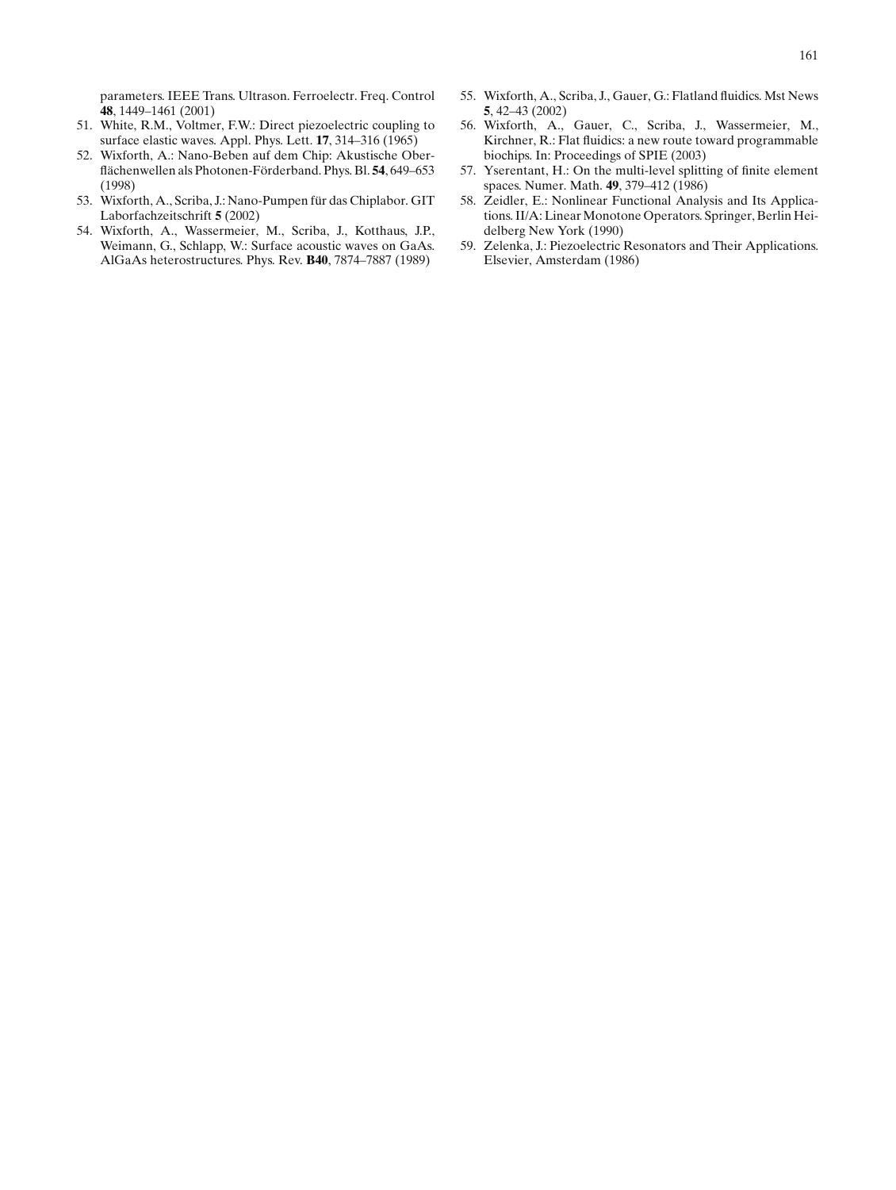parameters. IEEE Trans. Ultrason. Ferroelectr. Freq. Control **48**, 1449–1461 (2001)

51. White, R.M., Voltmer, F.W.: Direct piezoelectric coupling to surface elastic waves. Appl. Phys. Lett. **17**, 314–316 (1965)
52. Wixforth, A.: Nano-Beben auf dem Chip: Akustische Oberflächenwellen als Photonen-Förderband. Phys. Bl. **54**, 649–653 (1998)
53. Wixforth, A., Scriba, J.: Nano-Pumpen für das Chiplabor. GIT Laborfachzeitschrift **5** (2002)
54. Wixforth, A., Wassermeier, M., Scriba, J., Kotthaus, J.P., Weimann, G., Schlapp, W.: Surface acoustic waves on GaAs. AlGaAs heterostructures. Phys. Rev. **B40**, 7874–7887 (1989)
55. Wixforth, A., Scriba, J., Gauer, G.: Flatland fluidics. Mst News **5**, 42–43 (2002)
56. Wixforth, A., Gauer, C., Scriba, J., Wassermeier, M., Kirchner, R.: Flat fluidics: a new route toward programmable biochips. In: Proceedings of SPIE (2003)
57. Yserentant, H.: On the multi-level splitting of finite element spaces. Numer. Math. **49**, 379–412 (1986)
58. Zeidler, E.: Nonlinear Functional Analysis and Its Applications. II/A: Linear Monotone Operators. Springer, Berlin Heidelberg New York (1990)
59. Zelenka, J.: Piezoelectric Resonators and Their Applications. Elsevier, Amsterdam (1986)